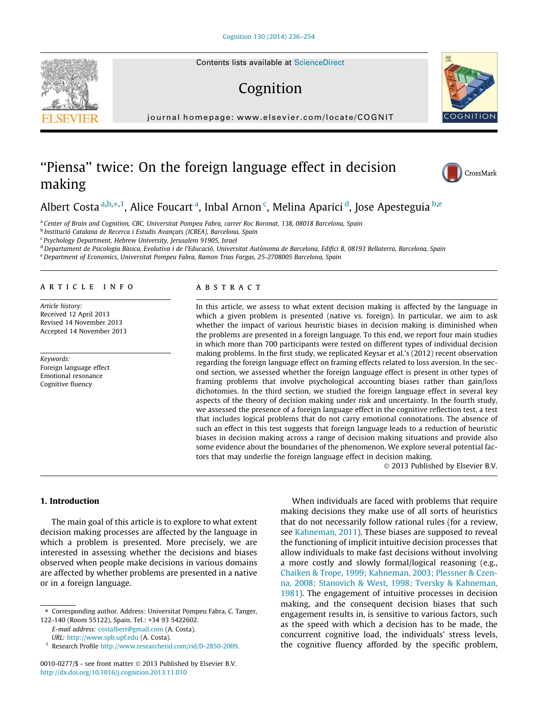# "Piensa" twice: On the foreign language effect in decision making

Albert Costa [a,b,*,1], Alice Foucart [a], Inbal Arnon [c], Melina Aparici [d], Jose Apesteguia [b,e]

[a] Center of Brain and Cognition, CBC, Universitat Pompeu Fabra, carrer Roc Boronat, 138, 08018 Barcelona, Spain
[b] Institució Catalana de Recerca i Estudis Avançats (ICREA), Barcelona, Spain
[c] Psychology Department, Hebrew University, Jerusalem 91905, Israel
[d] Departament de Psicologia Bàsica, Evolutiva i de l'Educació, Universitat Autònoma de Barcelona, Edifici B, 08193 Bellaterra, Barcelona, Spain
[e] Department of Economics, Universitat Pompeu Fabra, Ramon Trias Fargas, 25-2708005 Barcelona, Spain

## ARTICLE INFO

*Article history:*
Received 12 April 2013
Revised 14 November 2013
Accepted 14 November 2013

*Keywords:*
Foreign language effect
Emotional resonance
Cognitive fluency

## ABSTRACT

In this article, we assess to what extent decision making is affected by the language in which a given problem is presented (native vs. foreign). In particular, we aim to ask whether the impact of various heuristic biases in decision making is diminished when the problems are presented in a foreign language. To this end, we report four main studies in which more than 700 participants were tested on different types of individual decision making problems. In the first study, we replicated Keysar et al.'s (2012) recent observation regarding the foreign language effect on framing effects related to loss aversion. In the second section, we assessed whether the foreign language effect is present in other types of framing problems that involve psychological accounting biases rather than gain/loss dichotomies. In the third section, we studied the foreign language effect in several key aspects of the theory of decision making under risk and uncertainty. In the fourth study, we assessed the presence of a foreign language effect in the cognitive reflection test, a test that includes logical problems that do not carry emotional connotations. The absence of such an effect in this test suggests that foreign language leads to a reduction of heuristic biases in decision making across a range of decision making situations and provide also some evidence about the boundaries of the phenomenon. We explore several potential factors that may underlie the foreign language effect in decision making.

© 2013 Published by Elsevier B.V.

## 1. Introduction

The main goal of this article is to explore to what extent decision making processes are affected by the language in which a problem is presented. More precisely, we are interested in assessing whether the decisions and biases observed when people make decisions in various domains are affected by whether problems are presented in a native or in a foreign language.

When individuals are faced with problems that require making decisions they make use of all sorts of heuristics that do not necessarily follow rational rules (for a review, see Kahneman, 2011). These biases are supposed to reveal the functioning of implicit intuitive decision processes that allow individuals to make fast decisions without involving a more costly and slowly formal/logical reasoning (e.g., Chaiken & Trope, 1999; Kahneman, 2003; Plessner & Czenna, 2008; Stanovich & West, 1998; Tversky & Kahneman, 1981). The engagement of intuitive processes in decision making, and the consequent decision biases that such engagement results in, is sensitive to various factors, such as the speed with which a decision has to be made, the concurrent cognitive load, the individuals' stress levels, the cognitive fluency afforded by the specific problem,

---

* Corresponding author. Address: Universitat Pompeu Fabra, C. Tanger, 122-140 (Room 55122), Spain. Tel.: +34 93 5422602.
E-mail address: costalbert@gmail.com (A. Costa).
URL: http://www.spb.upf.edu (A. Costa).
[1] Research Profile http://www.researcherid.com/rid/D-2850-2009.

0010-0277/$ - see front matter © 2013 Published by Elsevier B.V.
http://dx.doi.org/10.1016/j.cognition.2013.11.010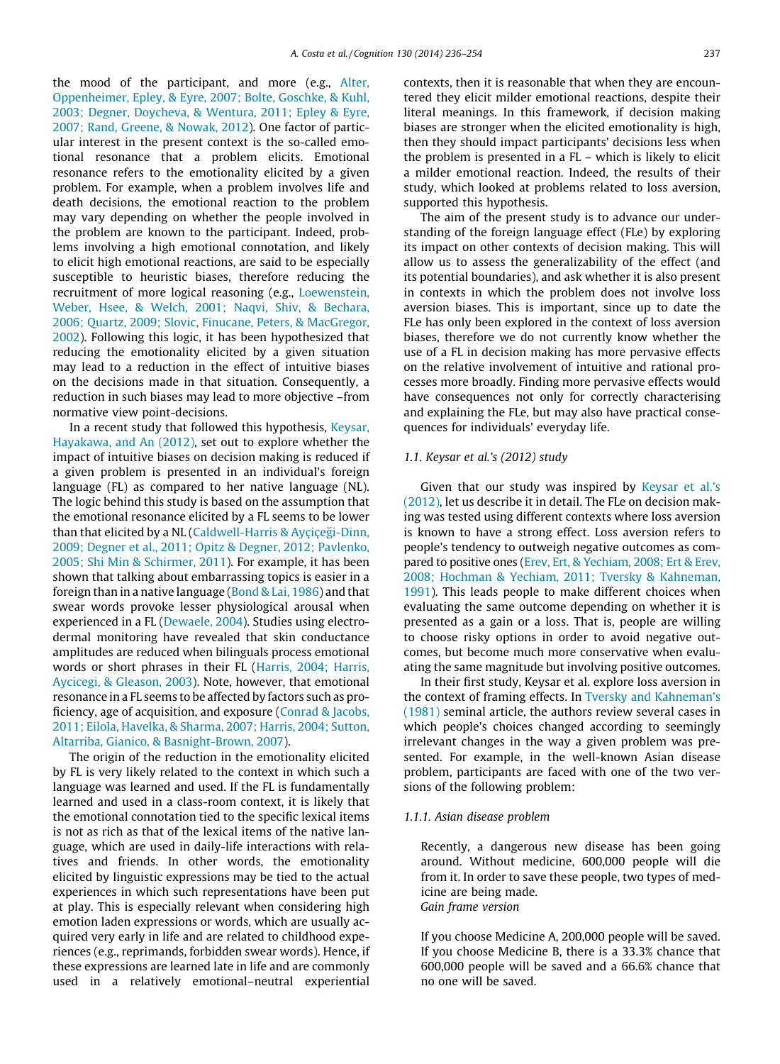the mood of the participant, and more (e.g., Alter, Oppenheimer, Epley, & Eyre, 2007; Bolte, Goschke, & Kuhl, 2003; Degner, Doycheva, & Wentura, 2011; Epley & Eyre, 2007; Rand, Greene, & Nowak, 2012). One factor of particular interest in the present context is the so-called emotional resonance that a problem elicits. Emotional resonance refers to the emotionality elicited by a given problem. For example, when a problem involves life and death decisions, the emotional reaction to the problem may vary depending on whether the people involved in the problem are known to the participant. Indeed, problems involving a high emotional connotation, and likely to elicit high emotional reactions, are said to be especially susceptible to heuristic biases, therefore reducing the recruitment of more logical reasoning (e.g., Loewenstein, Weber, Hsee, & Welch, 2001; Naqvi, Shiv, & Bechara, 2006; Quartz, 2009; Slovic, Finucane, Peters, & MacGregor, 2002). Following this logic, it has been hypothesized that reducing the emotionality elicited by a given situation may lead to a reduction in the effect of intuitive biases on the decisions made in that situation. Consequently, a reduction in such biases may lead to more objective –from normative view point-decisions.

In a recent study that followed this hypothesis, Keysar, Hayakawa, and An (2012), set out to explore whether the impact of intuitive biases on decision making is reduced if a given problem is presented in an individual's foreign language (FL) as compared to her native language (NL). The logic behind this study is based on the assumption that the emotional resonance elicited by a FL seems to be lower than that elicited by a NL (Caldwell-Harris & Ayçiçeği-Dinn, 2009; Degner et al., 2011; Opitz & Degner, 2012; Pavlenko, 2005; Shi Min & Schirmer, 2011). For example, it has been shown that talking about embarrassing topics is easier in a foreign than in a native language (Bond & Lai, 1986) and that swear words provoke lesser physiological arousal when experienced in a FL (Dewaele, 2004). Studies using electrodermal monitoring have revealed that skin conductance amplitudes are reduced when bilinguals process emotional words or short phrases in their FL (Harris, 2004; Harris, Aycicegi, & Gleason, 2003). Note, however, that emotional resonance in a FL seems to be affected by factors such as proficiency, age of acquisition, and exposure (Conrad & Jacobs, 2011; Eilola, Havelka, & Sharma, 2007; Harris, 2004; Sutton, Altarriba, Gianico, & Basnight-Brown, 2007).

The origin of the reduction in the emotionality elicited by FL is very likely related to the context in which such a language was learned and used. If the FL is fundamentally learned and used in a class-room context, it is likely that the emotional connotation tied to the specific lexical items is not as rich as that of the lexical items of the native language, which are used in daily-life interactions with relatives and friends. In other words, the emotionality elicited by linguistic expressions may be tied to the actual experiences in which such representations have been put at play. This is especially relevant when considering high emotion laden expressions or words, which are usually acquired very early in life and are related to childhood experiences (e.g., reprimands, forbidden swear words). Hence, if these expressions are learned late in life and are commonly used in a relatively emotional–neutral experiential contexts, then it is reasonable that when they are encountered they elicit milder emotional reactions, despite their literal meanings. In this framework, if decision making biases are stronger when the elicited emotionality is high, then they should impact participants' decisions less when the problem is presented in a FL – which is likely to elicit a milder emotional reaction. Indeed, the results of their study, which looked at problems related to loss aversion, supported this hypothesis.

The aim of the present study is to advance our understanding of the foreign language effect (FLe) by exploring its impact on other contexts of decision making. This will allow us to assess the generalizability of the effect (and its potential boundaries), and ask whether it is also present in contexts in which the problem does not involve loss aversion biases. This is important, since up to date the FLe has only been explored in the context of loss aversion biases, therefore we do not currently know whether the use of a FL in decision making has more pervasive effects on the relative involvement of intuitive and rational processes more broadly. Finding more pervasive effects would have consequences not only for correctly characterising and explaining the FLe, but may also have practical consequences for individuals' everyday life.

### 1.1. Keysar et al.'s (2012) study

Given that our study was inspired by Keysar et al.'s (2012), let us describe it in detail. The FLe on decision making was tested using different contexts where loss aversion is known to have a strong effect. Loss aversion refers to people's tendency to outweigh negative outcomes as compared to positive ones (Erev, Ert, & Yechiam, 2008; Ert & Erev, 2008; Hochman & Yechiam, 2011; Tversky & Kahneman, 1991). This leads people to make different choices when evaluating the same outcome depending on whether it is presented as a gain or a loss. That is, people are willing to choose risky options in order to avoid negative outcomes, but become much more conservative when evaluating the same magnitude but involving positive outcomes.

In their first study, Keysar et al. explore loss aversion in the context of framing effects. In Tversky and Kahneman's (1981) seminal article, the authors review several cases in which people's choices changed according to seemingly irrelevant changes in the way a given problem was presented. For example, in the well-known Asian disease problem, participants are faced with one of the two versions of the following problem:

#### 1.1.1. Asian disease problem

> Recently, a dangerous new disease has been going around. Without medicine, 600,000 people will die from it. In order to save these people, two types of medicine are being made.
> *Gain frame version*
>
> If you choose Medicine A, 200,000 people will be saved.
> If you choose Medicine B, there is a 33.3% chance that 600,000 people will be saved and a 66.6% chance that no one will be saved.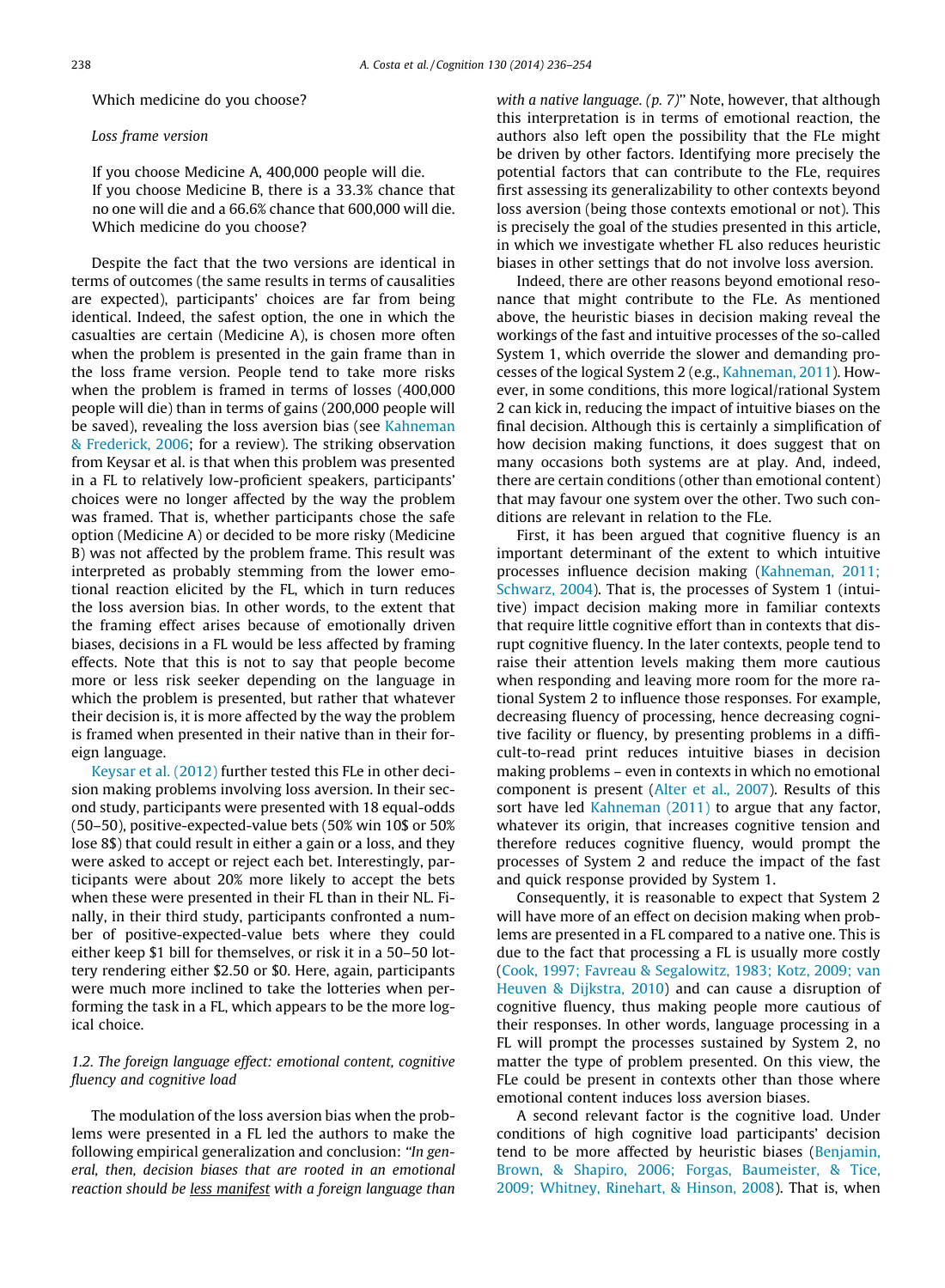Which medicine do you choose?

*Loss frame version*

If you choose Medicine A, 400,000 people will die.
If you choose Medicine B, there is a 33.3% chance that no one will die and a 66.6% chance that 600,000 will die.
Which medicine do you choose?

Despite the fact that the two versions are identical in terms of outcomes (the same results in terms of causalities are expected), participants' choices are far from being identical. Indeed, the safest option, the one in which the casualties are certain (Medicine A), is chosen more often when the problem is presented in the gain frame than in the loss frame version. People tend to take more risks when the problem is framed in terms of losses (400,000 people will die) than in terms of gains (200,000 people will be saved), revealing the loss aversion bias (see Kahneman & Frederick, 2006; for a review). The striking observation from Keysar et al. is that when this problem was presented in a FL to relatively low-proficient speakers, participants' choices were no longer affected by the way the problem was framed. That is, whether participants chose the safe option (Medicine A) or decided to be more risky (Medicine B) was not affected by the problem frame. This result was interpreted as probably stemming from the lower emotional reaction elicited by the FL, which in turn reduces the loss aversion bias. In other words, to the extent that the framing effect arises because of emotionally driven biases, decisions in a FL would be less affected by framing effects. Note that this is not to say that people become more or less risk seeker depending on the language in which the problem is presented, but rather that whatever their decision is, it is more affected by the way the problem is framed when presented in their native than in their foreign language.

Keysar et al. (2012) further tested this FLe in other decision making problems involving loss aversion. In their second study, participants were presented with 18 equal-odds (50–50), positive-expected-value bets (50% win 10$ or 50% lose 8$) that could result in either a gain or a loss, and they were asked to accept or reject each bet. Interestingly, participants were about 20% more likely to accept the bets when these were presented in their FL than in their NL. Finally, in their third study, participants confronted a number of positive-expected-value bets where they could either keep $1 bill for themselves, or risk it in a 50–50 lottery rendering either $2.50 or $0. Here, again, participants were much more inclined to take the lotteries when performing the task in a FL, which appears to be the more logical choice.

### *1.2. The foreign language effect: emotional content, cognitive fluency and cognitive load*

The modulation of the loss aversion bias when the problems were presented in a FL led the authors to make the following empirical generalization and conclusion: "*In general, then, decision biases that are rooted in an emotional reaction should be less manifest with a foreign language than with a native language. (p. 7)*" Note, however, that although this interpretation is in terms of emotional reaction, the authors also left open the possibility that the FLe might be driven by other factors. Identifying more precisely the potential factors that can contribute to the FLe, requires first assessing its generalizability to other contexts beyond loss aversion (being those contexts emotional or not). This is precisely the goal of the studies presented in this article, in which we investigate whether FL also reduces heuristic biases in other settings that do not involve loss aversion.

Indeed, there are other reasons beyond emotional resonance that might contribute to the FLe. As mentioned above, the heuristic biases in decision making reveal the workings of the fast and intuitive processes of the so-called System 1, which override the slower and demanding processes of the logical System 2 (e.g., Kahneman, 2011). However, in some conditions, this more logical/rational System 2 can kick in, reducing the impact of intuitive biases on the final decision. Although this is certainly a simplification of how decision making functions, it does suggest that on many occasions both systems are at play. And, indeed, there are certain conditions (other than emotional content) that may favour one system over the other. Two such conditions are relevant in relation to the FLe.

First, it has been argued that cognitive fluency is an important determinant of the extent to which intuitive processes influence decision making (Kahneman, 2011; Schwarz, 2004). That is, the processes of System 1 (intuitive) impact decision making more in familiar contexts that require little cognitive effort than in contexts that disrupt cognitive fluency. In the later contexts, people tend to raise their attention levels making them more cautious when responding and leaving more room for the more rational System 2 to influence those responses. For example, decreasing fluency of processing, hence decreasing cognitive facility or fluency, by presenting problems in a difficult-to-read print reduces intuitive biases in decision making problems – even in contexts in which no emotional component is present (Alter et al., 2007). Results of this sort have led Kahneman (2011) to argue that any factor, whatever its origin, that increases cognitive tension and therefore reduces cognitive fluency, would prompt the processes of System 2 and reduce the impact of the fast and quick response provided by System 1.

Consequently, it is reasonable to expect that System 2 will have more of an effect on decision making when problems are presented in a FL compared to a native one. This is due to the fact that processing a FL is usually more costly (Cook, 1997; Favreau & Segalowitz, 1983; Kotz, 2009; van Heuven & Dijkstra, 2010) and can cause a disruption of cognitive fluency, thus making people more cautious of their responses. In other words, language processing in a FL will prompt the processes sustained by System 2, no matter the type of problem presented. On this view, the FLe could be present in contexts other than those where emotional content induces loss aversion biases.

A second relevant factor is the cognitive load. Under conditions of high cognitive load participants' decision tend to be more affected by heuristic biases (Benjamin, Brown, & Shapiro, 2006; Forgas, Baumeister, & Tice, 2009; Whitney, Rinehart, & Hinson, 2008). That is, when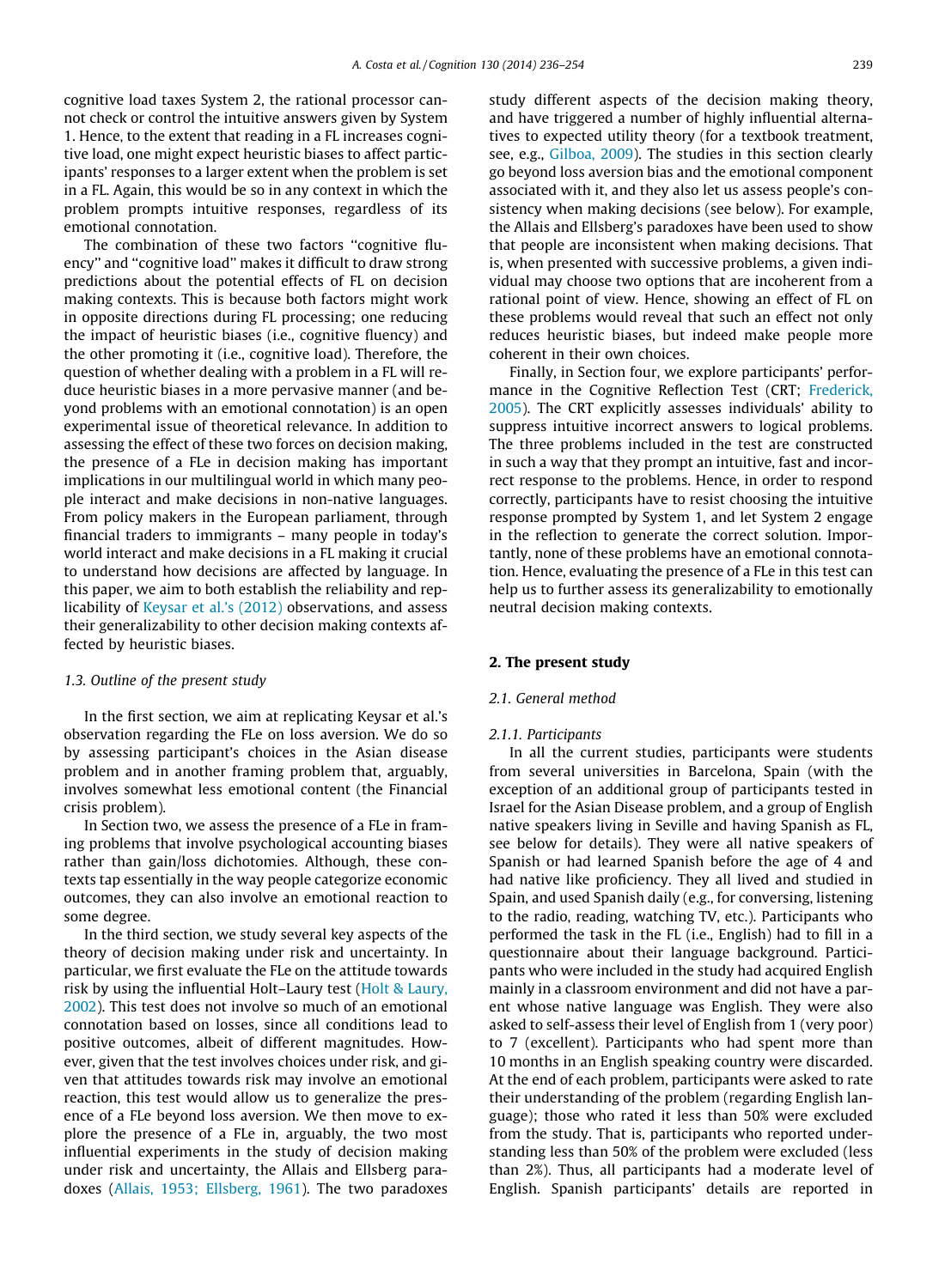cognitive load taxes System 2, the rational processor cannot check or control the intuitive answers given by System 1. Hence, to the extent that reading in a FL increases cognitive load, one might expect heuristic biases to affect participants' responses to a larger extent when the problem is set in a FL. Again, this would be so in any context in which the problem prompts intuitive responses, regardless of its emotional connotation.

The combination of these two factors ''cognitive fluency'' and ''cognitive load'' makes it difficult to draw strong predictions about the potential effects of FL on decision making contexts. This is because both factors might work in opposite directions during FL processing; one reducing the impact of heuristic biases (i.e., cognitive fluency) and the other promoting it (i.e., cognitive load). Therefore, the question of whether dealing with a problem in a FL will reduce heuristic biases in a more pervasive manner (and beyond problems with an emotional connotation) is an open experimental issue of theoretical relevance. In addition to assessing the effect of these two forces on decision making, the presence of a FLe in decision making has important implications in our multilingual world in which many people interact and make decisions in non-native languages. From policy makers in the European parliament, through financial traders to immigrants – many people in today's world interact and make decisions in a FL making it crucial to understand how decisions are affected by language. In this paper, we aim to both establish the reliability and replicability of Keysar et al.'s (2012) observations, and assess their generalizability to other decision making contexts affected by heuristic biases.

### 1.3. Outline of the present study

In the first section, we aim at replicating Keysar et al.'s observation regarding the FLe on loss aversion. We do so by assessing participant's choices in the Asian disease problem and in another framing problem that, arguably, involves somewhat less emotional content (the Financial crisis problem).

In Section two, we assess the presence of a FLe in framing problems that involve psychological accounting biases rather than gain/loss dichotomies. Although, these contexts tap essentially in the way people categorize economic outcomes, they can also involve an emotional reaction to some degree.

In the third section, we study several key aspects of the theory of decision making under risk and uncertainty. In particular, we first evaluate the FLe on the attitude towards risk by using the influential Holt–Laury test (Holt & Laury, 2002). This test does not involve so much of an emotional connotation based on losses, since all conditions lead to positive outcomes, albeit of different magnitudes. However, given that the test involves choices under risk, and given that attitudes towards risk may involve an emotional reaction, this test would allow us to generalize the presence of a FLe beyond loss aversion. We then move to explore the presence of a FLe in, arguably, the two most influential experiments in the study of decision making under risk and uncertainty, the Allais and Ellsberg paradoxes (Allais, 1953; Ellsberg, 1961). The two paradoxes study different aspects of the decision making theory, and have triggered a number of highly influential alternatives to expected utility theory (for a textbook treatment, see, e.g., Gilboa, 2009). The studies in this section clearly go beyond loss aversion bias and the emotional component associated with it, and they also let us assess people's consistency when making decisions (see below). For example, the Allais and Ellsberg's paradoxes have been used to show that people are inconsistent when making decisions. That is, when presented with successive problems, a given individual may choose two options that are incoherent from a rational point of view. Hence, showing an effect of FL on these problems would reveal that such an effect not only reduces heuristic biases, but indeed make people more coherent in their own choices.

Finally, in Section four, we explore participants' performance in the Cognitive Reflection Test (CRT; Frederick, 2005). The CRT explicitly assesses individuals' ability to suppress intuitive incorrect answers to logical problems. The three problems included in the test are constructed in such a way that they prompt an intuitive, fast and incorrect response to the problems. Hence, in order to respond correctly, participants have to resist choosing the intuitive response prompted by System 1, and let System 2 engage in the reflection to generate the correct solution. Importantly, none of these problems have an emotional connotation. Hence, evaluating the presence of a FLe in this test can help us to further assess its generalizability to emotionally neutral decision making contexts.

## 2. The present study

### 2.1. General method

#### 2.1.1. Participants

In all the current studies, participants were students from several universities in Barcelona, Spain (with the exception of an additional group of participants tested in Israel for the Asian Disease problem, and a group of English native speakers living in Seville and having Spanish as FL, see below for details). They were all native speakers of Spanish or had learned Spanish before the age of 4 and had native like proficiency. They all lived and studied in Spain, and used Spanish daily (e.g., for conversing, listening to the radio, reading, watching TV, etc.). Participants who performed the task in the FL (i.e., English) had to fill in a questionnaire about their language background. Participants who were included in the study had acquired English mainly in a classroom environment and did not have a parent whose native language was English. They were also asked to self-assess their level of English from 1 (very poor) to 7 (excellent). Participants who had spent more than 10 months in an English speaking country were discarded. At the end of each problem, participants were asked to rate their understanding of the problem (regarding English language); those who rated it less than 50% were excluded from the study. That is, participants who reported understanding less than 50% of the problem were excluded (less than 2%). Thus, all participants had a moderate level of English. Spanish participants' details are reported in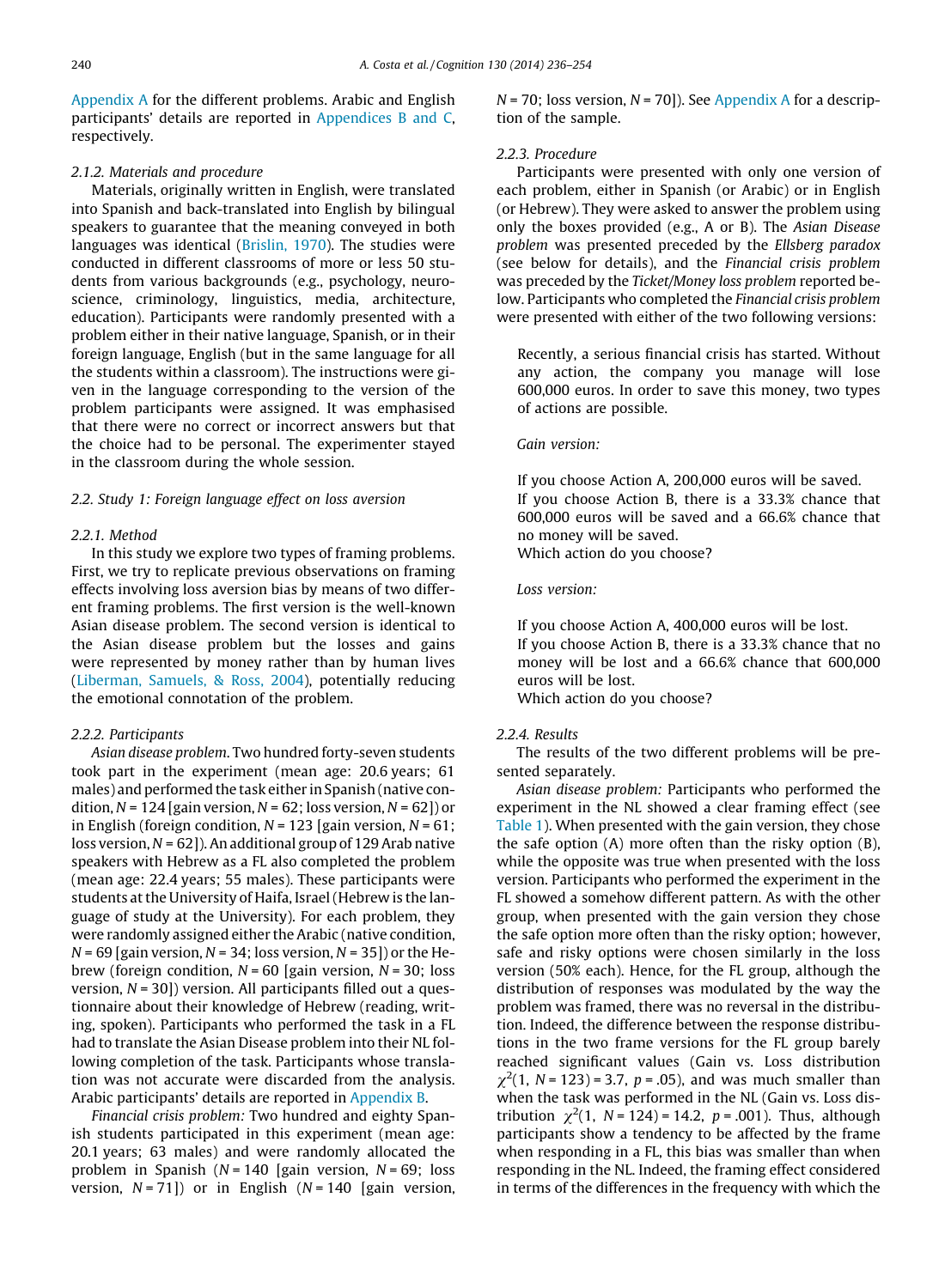Appendix A for the different problems. Arabic and English participants' details are reported in Appendices B and C, respectively.

#### 2.1.2. Materials and procedure

Materials, originally written in English, were translated into Spanish and back-translated into English by bilingual speakers to guarantee that the meaning conveyed in both languages was identical (Brislin, 1970). The studies were conducted in different classrooms of more or less 50 students from various backgrounds (e.g., psychology, neuroscience, criminology, linguistics, media, architecture, education). Participants were randomly presented with a problem either in their native language, Spanish, or in their foreign language, English (but in the same language for all the students within a classroom). The instructions were given in the language corresponding to the version of the problem participants were assigned. It was emphasised that there were no correct or incorrect answers but that the choice had to be personal. The experimenter stayed in the classroom during the whole session.

### 2.2. Study 1: Foreign language effect on loss aversion

#### 2.2.1. Method

In this study we explore two types of framing problems. First, we try to replicate previous observations on framing effects involving loss aversion bias by means of two different framing problems. The first version is the well-known Asian disease problem. The second version is identical to the Asian disease problem but the losses and gains were represented by money rather than by human lives (Liberman, Samuels, & Ross, 2004), potentially reducing the emotional connotation of the problem.

#### 2.2.2. Participants

*Asian disease problem.* Two hundred forty-seven students took part in the experiment (mean age: 20.6 years; 61 males) and performed the task either in Spanish (native condition, $N = 124$ [gain version, $N = 62$; loss version, $N = 62$]) or in English (foreign condition, $N = 123$ [gain version, $N = 61$; loss version, $N = 62$]). An additional group of 129 Arab native speakers with Hebrew as a FL also completed the problem (mean age: 22.4 years; 55 males). These participants were students at the University of Haifa, Israel (Hebrew is the language of study at the University). For each problem, they were randomly assigned either the Arabic (native condition, $N = 69$ [gain version, $N = 34$; loss version, $N = 35$]) or the Hebrew (foreign condition, $N = 60$ [gain version, $N = 30$; loss version, $N = 30$]) version. All participants filled out a questionnaire about their knowledge of Hebrew (reading, writing, spoken). Participants who performed the task in a FL had to translate the Asian Disease problem into their NL following completion of the task. Participants whose translation was not accurate were discarded from the analysis. Arabic participants' details are reported in Appendix B.

*Financial crisis problem:* Two hundred and eighty Spanish students participated in this experiment (mean age: 20.1 years; 63 males) and were randomly allocated the problem in Spanish ($N = 140$ [gain version, $N = 69$; loss version, $N = 71$]) or in English ($N = 140$ [gain version, $N = 70$; loss version, $N = 70$]). See Appendix A for a description of the sample.

#### 2.2.3. Procedure

Participants were presented with only one version of each problem, either in Spanish (or Arabic) or in English (or Hebrew). They were asked to answer the problem using only the boxes provided (e.g., A or B). The *Asian Disease problem* was presented preceded by the *Ellsberg paradox* (see below for details), and the *Financial crisis problem* was preceded by the *Ticket/Money loss problem* reported below. Participants who completed the *Financial crisis problem* were presented with either of the two following versions:

> Recently, a serious financial crisis has started. Without any action, the company you manage will lose 600,000 euros. In order to save this money, two types of actions are possible.
>
> *Gain version:*
>
> If you choose Action A, 200,000 euros will be saved.
> If you choose Action B, there is a 33.3% chance that 600,000 euros will be saved and a 66.6% chance that no money will be saved.
> Which action do you choose?
>
> *Loss version:*
>
> If you choose Action A, 400,000 euros will be lost.
> If you choose Action B, there is a 33.3% chance that no money will be lost and a 66.6% chance that 600,000 euros will be lost.
> Which action do you choose?

#### 2.2.4. Results

The results of the two different problems will be presented separately.

*Asian disease problem:* Participants who performed the experiment in the NL showed a clear framing effect (see Table 1). When presented with the gain version, they chose the safe option (A) more often than the risky option (B), while the opposite was true when presented with the loss version. Participants who performed the experiment in the FL showed a somehow different pattern. As with the other group, when presented with the gain version they chose the safe option more often than the risky option; however, safe and risky options were chosen similarly in the loss version (50% each). Hence, for the FL group, although the distribution of responses was modulated by the way the problem was framed, there was no reversal in the distribution. Indeed, the difference between the response distributions in the two frame versions for the FL group barely reached significant values (Gain vs. Loss distribution $\chi^2(1, N = 123) = 3.7$, $p = .05$), and was much smaller than when the task was performed in the NL (Gain vs. Loss distribution $\chi^2(1, N = 124) = 14.2$, $p = .001$). Thus, although participants show a tendency to be affected by the frame when responding in a FL, this bias was smaller than when responding in the NL. Indeed, the framing effect considered in terms of the differences in the frequency with which the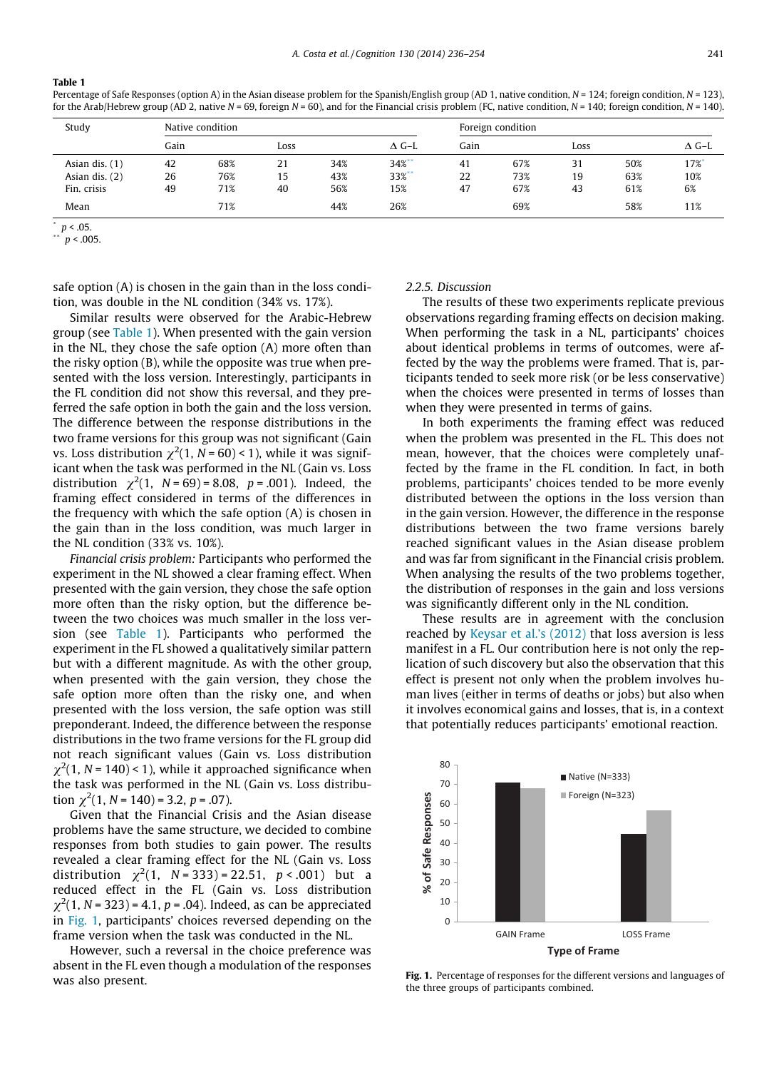**Table 1**
Percentage of Safe Responses (option A) in the Asian disease problem for the Spanish/English group (AD 1, native condition, N = 124; foreign condition, N = 123), for the Arab/Hebrew group (AD 2, native N = 69, foreign N = 60), and for the Financial crisis problem (FC, native condition, N = 140; foreign condition, N = 140).

| Study | Native condition | | | | | Foreign condition | | | | |
|---|---|---|---|---|---|---|---|---|---|---|
| | Gain | | Loss | | Δ G–L | Gain | | Loss | | Δ G–L |
| Asian dis. (1) | 42 | 68% | 21 | 34% | 34%** | 41 | 67% | 31 | 50% | 17%* |
| Asian dis. (2) | 26 | 76% | 15 | 43% | 33%** | 22 | 73% | 19 | 63% | 10% |
| Fin. crisis | 49 | 71% | 40 | 56% | 15% | 47 | 67% | 43 | 61% | 6% |
| Mean | | 71% | | 44% | 26% | | 69% | | 58% | 11% |

\* $p < .05$.
\*\* $p < .005$.

safe option (A) is chosen in the gain than in the loss condition, was double in the NL condition (34% vs. 17%).

Similar results were observed for the Arabic-Hebrew group (see Table 1). When presented with the gain version in the NL, they chose the safe option (A) more often than the risky option (B), while the opposite was true when presented with the loss version. Interestingly, participants in the FL condition did not show this reversal, and they preferred the safe option in both the gain and the loss version. The difference between the response distributions in the two frame versions for this group was not significant (Gain vs. Loss distribution $\chi^2(1, N = 60) < 1$), while it was significant when the task was performed in the NL (Gain vs. Loss distribution $\chi^2(1, N = 69) = 8.08$, $p = .001$). Indeed, the framing effect considered in terms of the differences in the frequency with which the safe option (A) is chosen in the gain than in the loss condition, was much larger in the NL condition (33% vs. 10%).

*Financial crisis problem:* Participants who performed the experiment in the NL showed a clear framing effect. When presented with the gain version, they chose the safe option more often than the risky option, but the difference between the two choices was much smaller in the loss version (see Table 1). Participants who performed the experiment in the FL showed a qualitatively similar pattern but with a different magnitude. As with the other group, when presented with the gain version, they chose the safe option more often than the risky one, and when presented with the loss version, the safe option was still preponderant. Indeed, the difference between the response distributions in the two frame versions for the FL group did not reach significant values (Gain vs. Loss distribution $\chi^2(1, N = 140) < 1$), while it approached significance when the task was performed in the NL (Gain vs. Loss distribution $\chi^2(1, N = 140) = 3.2$, $p = .07$).

Given that the Financial Crisis and the Asian disease problems have the same structure, we decided to combine responses from both studies to gain power. The results revealed a clear framing effect for the NL (Gain vs. Loss distribution $\chi^2(1, N = 333) = 22.51$, $p < .001$) but a reduced effect in the FL (Gain vs. Loss distribution $\chi^2(1, N = 323) = 4.1$, $p = .04$). Indeed, as can be appreciated in Fig. 1, participants' choices reversed depending on the frame version when the task was conducted in the NL.

However, such a reversal in the choice preference was absent in the FL even though a modulation of the responses was also present.

### 2.2.5. Discussion

The results of these two experiments replicate previous observations regarding framing effects on decision making. When performing the task in a NL, participants' choices about identical problems in terms of outcomes, were affected by the way the problems were framed. That is, participants tended to seek more risk (or be less conservative) when the choices were presented in terms of losses than when they were presented in terms of gains.

In both experiments the framing effect was reduced when the problem was presented in the FL. This does not mean, however, that the choices were completely unaffected by the frame in the FL condition. In fact, in both problems, participants' choices tended to be more evenly distributed between the options in the loss version than in the gain version. However, the difference in the response distributions between the two frame versions barely reached significant values in the Asian disease problem and was far from significant in the Financial crisis problem. When analysing the results of the two problems together, the distribution of responses in the gain and loss versions was significantly different only in the NL condition.

These results are in agreement with the conclusion reached by Keysar et al.'s (2012) that loss aversion is less manifest in a FL. Our contribution here is not only the replication of such discovery but also the observation that this effect is present not only when the problem involves human lives (either in terms of deaths or jobs) but also when it involves economical gains and losses, that is, in a context that potentially reduces participants' emotional reaction.

**Fig. 1.** Percentage of responses for the different versions and languages of the three groups of participants combined.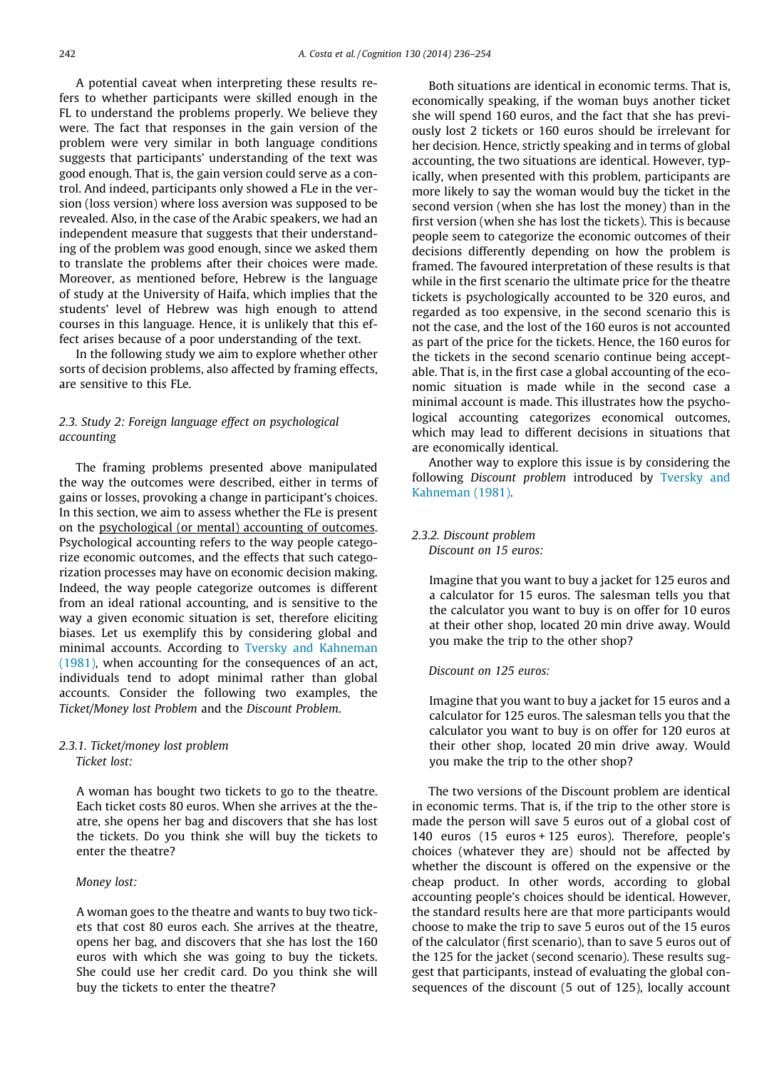A potential caveat when interpreting these results refers to whether participants were skilled enough in the FL to understand the problems properly. We believe they were. The fact that responses in the gain version of the problem were very similar in both language conditions suggests that participants' understanding of the text was good enough. That is, the gain version could serve as a control. And indeed, participants only showed a FLe in the version (loss version) where loss aversion was supposed to be revealed. Also, in the case of the Arabic speakers, we had an independent measure that suggests that their understanding of the problem was good enough, since we asked them to translate the problems after their choices were made. Moreover, as mentioned before, Hebrew is the language of study at the University of Haifa, which implies that the students' level of Hebrew was high enough to attend courses in this language. Hence, it is unlikely that this effect arises because of a poor understanding of the text.

In the following study we aim to explore whether other sorts of decision problems, also affected by framing effects, are sensitive to this FLe.

### 2.3. Study 2: Foreign language effect on psychological accounting

The framing problems presented above manipulated the way the outcomes were described, either in terms of gains or losses, provoking a change in participant's choices. In this section, we aim to assess whether the FLe is present on the psychological (or mental) accounting of outcomes. Psychological accounting refers to the way people categorize economic outcomes, and the effects that such categorization processes may have on economic decision making. Indeed, the way people categorize outcomes is different from an ideal rational accounting, and is sensitive to the way a given economic situation is set, therefore eliciting biases. Let us exemplify this by considering global and minimal accounts. According to Tversky and Kahneman (1981), when accounting for the consequences of an act, individuals tend to adopt minimal rather than global accounts. Consider the following two examples, the *Ticket/Money lost Problem* and the *Discount Problem*.

#### 2.3.1. Ticket/money lost problem

*Ticket lost:*

> A woman has bought two tickets to go to the theatre. Each ticket costs 80 euros. When she arrives at the theatre, she opens her bag and discovers that she has lost the tickets. Do you think she will buy the tickets to enter the theatre?

*Money lost:*

> A woman goes to the theatre and wants to buy two tickets that cost 80 euros each. She arrives at the theatre, opens her bag, and discovers that she has lost the 160 euros with which she was going to buy the tickets. She could use her credit card. Do you think she will buy the tickets to enter the theatre?

Both situations are identical in economic terms. That is, economically speaking, if the woman buys another ticket she will spend 160 euros, and the fact that she has previously lost 2 tickets or 160 euros should be irrelevant for her decision. Hence, strictly speaking and in terms of global accounting, the two situations are identical. However, typically, when presented with this problem, participants are more likely to say the woman would buy the ticket in the second version (when she has lost the money) than in the first version (when she has lost the tickets). This is because people seem to categorize the economic outcomes of their decisions differently depending on how the problem is framed. The favoured interpretation of these results is that while in the first scenario the ultimate price for the theatre tickets is psychologically accounted to be 320 euros, and regarded as too expensive, in the second scenario this is not the case, and the lost of the 160 euros is not accounted as part of the price for the tickets. Hence, the 160 euros for the tickets in the second scenario continue being acceptable. That is, in the first case a global accounting of the economic situation is made while in the second case a minimal account is made. This illustrates how the psychological accounting categorizes economical outcomes, which may lead to different decisions in situations that are economically identical.

Another way to explore this issue is by considering the following *Discount problem* introduced by Tversky and Kahneman (1981).

#### 2.3.2. Discount problem

*Discount on 15 euros:*

> Imagine that you want to buy a jacket for 125 euros and a calculator for 15 euros. The salesman tells you that the calculator you want to buy is on offer for 10 euros at their other shop, located 20 min drive away. Would you make the trip to the other shop?

*Discount on 125 euros:*

> Imagine that you want to buy a jacket for 15 euros and a calculator for 125 euros. The salesman tells you that the calculator you want to buy is on offer for 120 euros at their other shop, located 20 min drive away. Would you make the trip to the other shop?

The two versions of the Discount problem are identical in economic terms. That is, if the trip to the other store is made the person will save 5 euros out of a global cost of 140 euros (15 euros + 125 euros). Therefore, people's choices (whatever they are) should not be affected by whether the discount is offered on the expensive or the cheap product. In other words, according to global accounting people's choices should be identical. However, the standard results here are that more participants would choose to make the trip to save 5 euros out of the 15 euros of the calculator (first scenario), than to save 5 euros out of the 125 for the jacket (second scenario). These results suggest that participants, instead of evaluating the global consequences of the discount (5 out of 125), locally account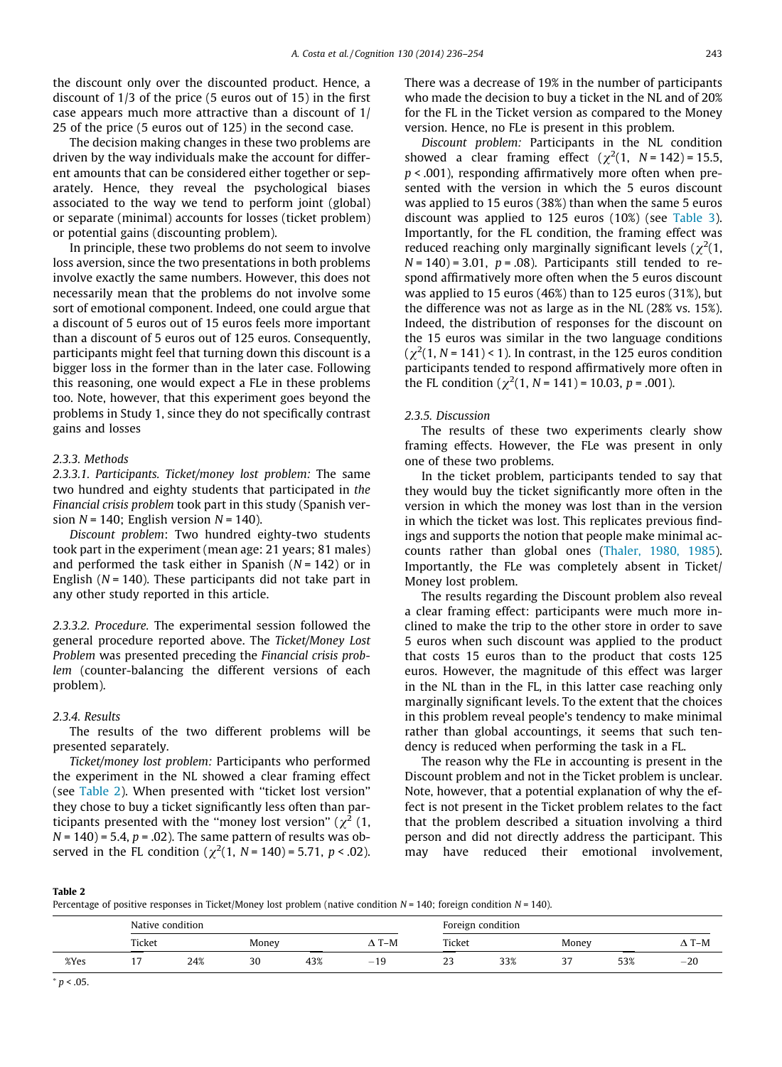the discount only over the discounted product. Hence, a discount of 1/3 of the price (5 euros out of 15) in the first case appears much more attractive than a discount of 1/25 of the price (5 euros out of 125) in the second case.

The decision making changes in these two problems are driven by the way individuals make the account for different amounts that can be considered either together or separately. Hence, they reveal the psychological biases associated to the way we tend to perform joint (global) or separate (minimal) accounts for losses (ticket problem) or potential gains (discounting problem).

In principle, these two problems do not seem to involve loss aversion, since the two presentations in both problems involve exactly the same numbers. However, this does not necessarily mean that the problems do not involve some sort of emotional component. Indeed, one could argue that a discount of 5 euros out of 15 euros feels more important than a discount of 5 euros out of 125 euros. Consequently, participants might feel that turning down this discount is a bigger loss in the former than in the later case. Following this reasoning, one would expect a FLe in these problems too. Note, however, that this experiment goes beyond the problems in Study 1, since they do not specifically contrast gains and losses

#### 2.3.3. Methods

*2.3.3.1. Participants. Ticket/money lost problem:* The same two hundred and eighty students that participated in *the Financial crisis problem* took part in this study (Spanish version $N = 140$; English version $N = 140$).

*Discount problem*: Two hundred eighty-two students took part in the experiment (mean age: 21 years; 81 males) and performed the task either in Spanish ($N = 142$) or in English ($N = 140$). These participants did not take part in any other study reported in this article.

*2.3.3.2. Procedure.* The experimental session followed the general procedure reported above. The *Ticket/Money Lost Problem* was presented preceding the *Financial crisis problem* (counter-balancing the different versions of each problem).

#### 2.3.4. Results

The results of the two different problems will be presented separately.

*Ticket/money lost problem:* Participants who performed the experiment in the NL showed a clear framing effect (see Table 2). When presented with "ticket lost version" they chose to buy a ticket significantly less often than participants presented with the "money lost version" ($\chi^2$ (1, $N = 140$) = 5.4, $p = .02$). The same pattern of results was observed in the FL condition ($\chi^2$(1, $N = 140$) = 5.71, $p < .02$). There was a decrease of 19% in the number of participants who made the decision to buy a ticket in the NL and of 20% for the FL in the Ticket version as compared to the Money version. Hence, no FLe is present in this problem.

*Discount problem:* Participants in the NL condition showed a clear framing effect ($\chi^2$(1, $N = 142$) = 15.5, $p < .001$), responding affirmatively more often when presented with the version in which the 5 euros discount was applied to 15 euros (38%) than when the same 5 euros discount was applied to 125 euros (10%) (see Table 3). Importantly, for the FL condition, the framing effect was reduced reaching only marginally significant levels ($\chi^2$(1, $N = 140$) = 3.01, $p = .08$). Participants still tended to respond affirmatively more often when the 5 euros discount was applied to 15 euros (46%) than to 125 euros (31%), but the difference was not as large as in the NL (28% vs. 15%). Indeed, the distribution of responses for the discount on the 15 euros was similar in the two language conditions ($\chi^2$(1, $N = 141$) < 1). In contrast, in the 125 euros condition participants tended to respond affirmatively more often in the FL condition ($\chi^2$(1, $N = 141$) = 10.03, $p = .001$).

#### 2.3.5. Discussion

The results of these two experiments clearly show framing effects. However, the FLe was present in only one of these two problems.

In the ticket problem, participants tended to say that they would buy the ticket significantly more often in the version in which the money was lost than in the version in which the ticket was lost. This replicates previous findings and supports the notion that people make minimal accounts rather than global ones (Thaler, 1980, 1985). Importantly, the FLe was completely absent in Ticket/Money lost problem.

The results regarding the Discount problem also reveal a clear framing effect: participants were much more inclined to make the trip to the other store in order to save 5 euros when such discount was applied to the product that costs 15 euros than to the product that costs 125 euros. However, the magnitude of this effect was larger in the NL than in the FL, in this latter case reaching only marginally significant levels. To the extent that the choices in this problem reveal people's tendency to make minimal rather than global accountings, it seems that such tendency is reduced when performing the task in a FL.

The reason why the FLe in accounting is present in the Discount problem and not in the Ticket problem is unclear. Note, however, that a potential explanation of why the effect is not present in the Ticket problem relates to the fact that the problem described a situation involving a third person and did not directly address the participant. This may have reduced their emotional involvement,

**Table 2**
Percentage of positive responses in Ticket/Money lost problem (native condition $N = 140$; foreign condition $N = 140$).

| | Native condition | | | | | Foreign condition | | | | |
|---|---|---|---|---|---|---|---|---|---|---|
| | Ticket | | Money | | Δ T–M | Ticket | | Money | | Δ T–M |
| %Yes | 17 | 24% | 30 | 43% | −19 | 23 | 33% | 37 | 53% | −20 |

* $p < .05$.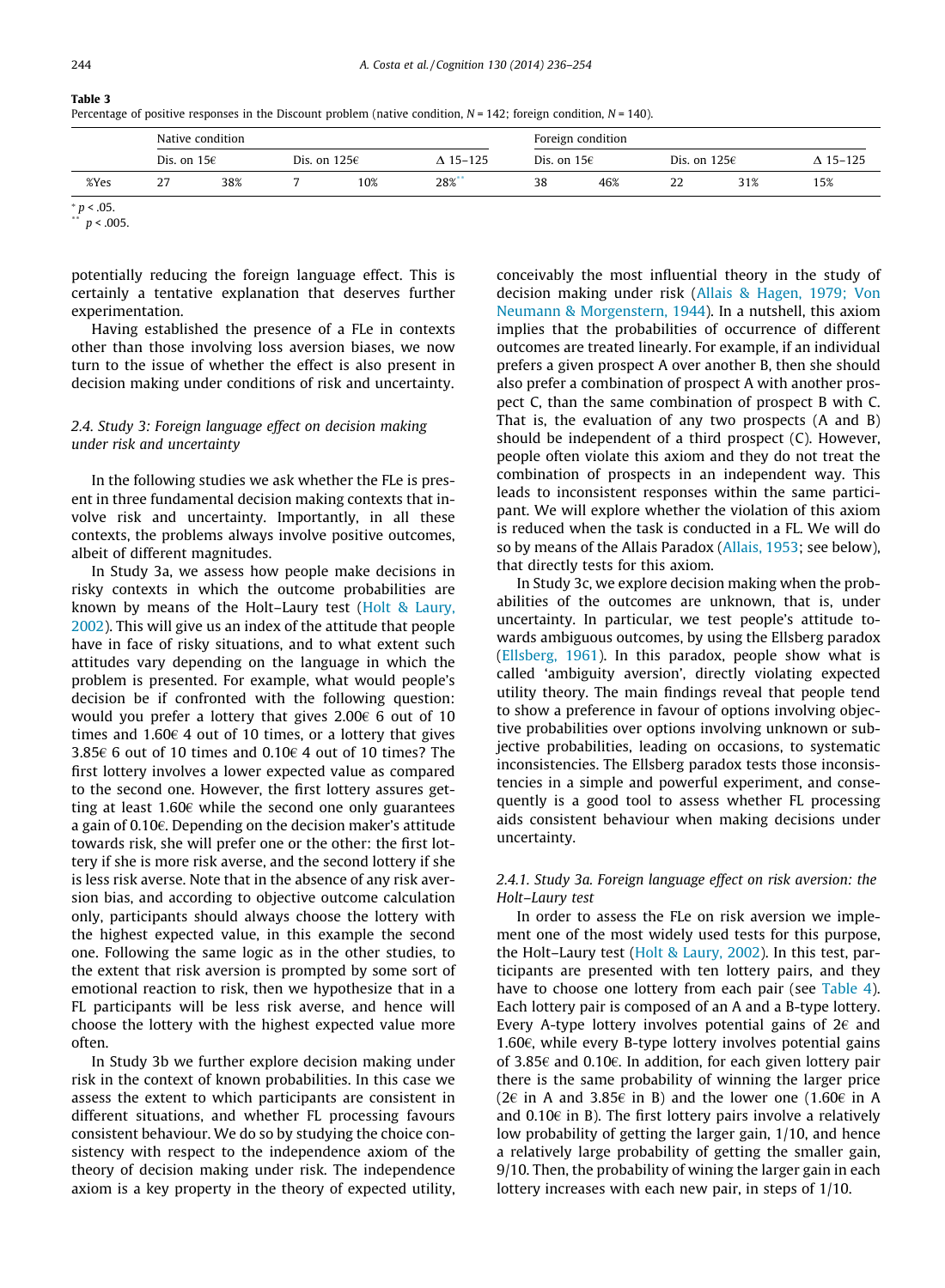**Table 3**
Percentage of positive responses in the Discount problem (native condition, $N = 142$; foreign condition, $N = 140$).

| | Native condition | | | | | Foreign condition | | | | |
|---|---|---|---|---|---|---|---|---|---|---|
| | Dis. on 15€ | | Dis. on 125€ | | Δ 15–125 | Dis. on 15€ | | Dis. on 125€ | | Δ 15–125 |
| %Yes | 27 | 38% | 7 | 10% | 28%** | 38 | 46% | 22 | 31% | 15% |

\* $p < .05$.
\*\* $p < .005$.

potentially reducing the foreign language effect. This is certainly a tentative explanation that deserves further experimentation.

Having established the presence of a FLe in contexts other than those involving loss aversion biases, we now turn to the issue of whether the effect is also present in decision making under conditions of risk and uncertainty.

### 2.4. Study 3: Foreign language effect on decision making under risk and uncertainty

In the following studies we ask whether the FLe is present in three fundamental decision making contexts that involve risk and uncertainty. Importantly, in all these contexts, the problems always involve positive outcomes, albeit of different magnitudes.

In Study 3a, we assess how people make decisions in risky contexts in which the outcome probabilities are known by means of the Holt–Laury test (Holt & Laury, 2002). This will give us an index of the attitude that people have in face of risky situations, and to what extent such attitudes vary depending on the language in which the problem is presented. For example, what would people's decision be if confronted with the following question: would you prefer a lottery that gives 2.00€ 6 out of 10 times and 1.60€ 4 out of 10 times, or a lottery that gives 3.85€ 6 out of 10 times and 0.10€ 4 out of 10 times? The first lottery involves a lower expected value as compared to the second one. However, the first lottery assures getting at least 1.60€ while the second one only guarantees a gain of 0.10€. Depending on the decision maker's attitude towards risk, she will prefer one or the other: the first lottery if she is more risk averse, and the second lottery if she is less risk averse. Note that in the absence of any risk aversion bias, and according to objective outcome calculation only, participants should always choose the lottery with the highest expected value, in this example the second one. Following the same logic as in the other studies, to the extent that risk aversion is prompted by some sort of emotional reaction to risk, then we hypothesize that in a FL participants will be less risk averse, and hence will choose the lottery with the highest expected value more often.

In Study 3b we further explore decision making under risk in the context of known probabilities. In this case we assess the extent to which participants are consistent in different situations, and whether FL processing favours consistent behaviour. We do so by studying the choice consistency with respect to the independence axiom of the theory of decision making under risk. The independence axiom is a key property in the theory of expected utility, conceivably the most influential theory in the study of decision making under risk (Allais & Hagen, 1979; Von Neumann & Morgenstern, 1944). In a nutshell, this axiom implies that the probabilities of occurrence of different outcomes are treated linearly. For example, if an individual prefers a given prospect A over another B, then she should also prefer a combination of prospect A with another prospect C, than the same combination of prospect B with C. That is, the evaluation of any two prospects (A and B) should be independent of a third prospect (C). However, people often violate this axiom and they do not treat the combination of prospects in an independent way. This leads to inconsistent responses within the same participant. We will explore whether the violation of this axiom is reduced when the task is conducted in a FL. We will do so by means of the Allais Paradox (Allais, 1953; see below), that directly tests for this axiom.

In Study 3c, we explore decision making when the probabilities of the outcomes are unknown, that is, under uncertainty. In particular, we test people's attitude towards ambiguous outcomes, by using the Ellsberg paradox (Ellsberg, 1961). In this paradox, people show what is called 'ambiguity aversion', directly violating expected utility theory. The main findings reveal that people tend to show a preference in favour of options involving objective probabilities over options involving unknown or subjective probabilities, leading on occasions, to systematic inconsistencies. The Ellsberg paradox tests those inconsistencies in a simple and powerful experiment, and consequently is a good tool to assess whether FL processing aids consistent behaviour when making decisions under uncertainty.

#### 2.4.1. Study 3a. Foreign language effect on risk aversion: the Holt–Laury test

In order to assess the FLe on risk aversion we implement one of the most widely used tests for this purpose, the Holt–Laury test (Holt & Laury, 2002). In this test, participants are presented with ten lottery pairs, and they have to choose one lottery from each pair (see Table 4). Each lottery pair is composed of an A and a B-type lottery. Every A-type lottery involves potential gains of 2€ and 1.60€, while every B-type lottery involves potential gains of 3.85€ and 0.10€. In addition, for each given lottery pair there is the same probability of winning the larger price (2€ in A and 3.85€ in B) and the lower one (1.60€ in A and 0.10€ in B). The first lottery pairs involve a relatively low probability of getting the larger gain, 1/10, and hence a relatively large probability of getting the smaller gain, 9/10. Then, the probability of wining the larger gain in each lottery increases with each new pair, in steps of 1/10.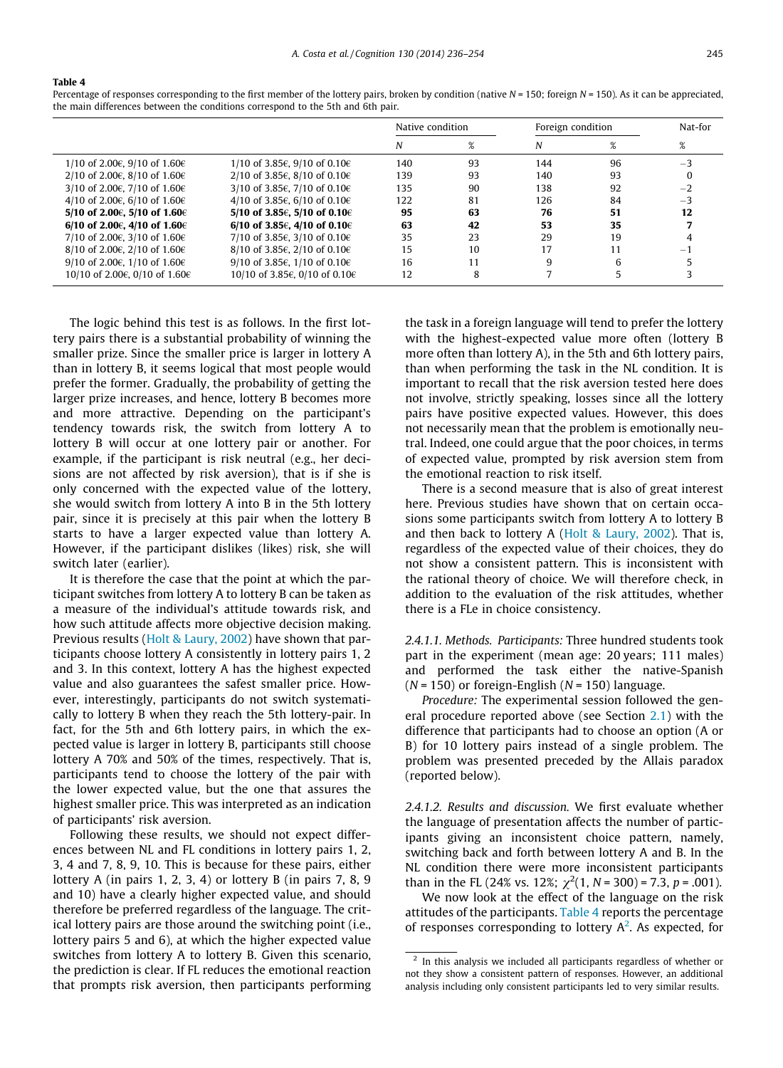**Table 4**
Percentage of responses corresponding to the first member of the lottery pairs, broken by condition (native $N$ = 150; foreign $N$ = 150). As it can be appreciated, the main differences between the conditions correspond to the 5th and 6th pair.

| | | Native condition | | Foreign condition | | Nat-for |
|---|---|---|---|---|---|---|
| | | $N$ | % | $N$ | % | % |
| 1/10 of 2.00€, 9/10 of 1.60€ | 1/10 of 3.85€, 9/10 of 0.10€ | 140 | 93 | 144 | 96 | −3 |
| 2/10 of 2.00€, 8/10 of 1.60€ | 2/10 of 3.85€, 8/10 of 0.10€ | 139 | 93 | 140 | 93 | 0 |
| 3/10 of 2.00€, 7/10 of 1.60€ | 3/10 of 3.85€, 7/10 of 0.10€ | 135 | 90 | 138 | 92 | −2 |
| 4/10 of 2.00€, 6/10 of 1.60€ | 4/10 of 3.85€, 6/10 of 0.10€ | 122 | 81 | 126 | 84 | −3 |
| **5/10 of 2.00€, 5/10 of 1.60€** | **5/10 of 3.85€, 5/10 of 0.10€** | **95** | **63** | **76** | **51** | **12** |
| **6/10 of 2.00€, 4/10 of 1.60€** | **6/10 of 3.85€, 4/10 of 0.10€** | **63** | **42** | **53** | **35** | **7** |
| 7/10 of 2.00€, 3/10 of 1.60€ | 7/10 of 3.85€, 3/10 of 0.10€ | 35 | 23 | 29 | 19 | 4 |
| 8/10 of 2.00€, 2/10 of 1.60€ | 8/10 of 3.85€, 2/10 of 0.10€ | 15 | 10 | 17 | 11 | −1 |
| 9/10 of 2.00€, 1/10 of 1.60€ | 9/10 of 3.85€, 1/10 of 0.10€ | 16 | 11 | 9 | 6 | 5 |
| 10/10 of 2.00€, 0/10 of 1.60€ | 10/10 of 3.85€, 0/10 of 0.10€ | 12 | 8 | 7 | 5 | 3 |

The logic behind this test is as follows. In the first lottery pairs there is a substantial probability of winning the smaller prize. Since the smaller price is larger in lottery A than in lottery B, it seems logical that most people would prefer the former. Gradually, the probability of getting the larger prize increases, and hence, lottery B becomes more and more attractive. Depending on the participant's tendency towards risk, the switch from lottery A to lottery B will occur at one lottery pair or another. For example, if the participant is risk neutral (e.g., her decisions are not affected by risk aversion), that is if she is only concerned with the expected value of the lottery, she would switch from lottery A into B in the 5th lottery pair, since it is precisely at this pair when the lottery B starts to have a larger expected value than lottery A. However, if the participant dislikes (likes) risk, she will switch later (earlier).

It is therefore the case that the point at which the participant switches from lottery A to lottery B can be taken as a measure of the individual's attitude towards risk, and how such attitude affects more objective decision making. Previous results (Holt & Laury, 2002) have shown that participants choose lottery A consistently in lottery pairs 1, 2 and 3. In this context, lottery A has the highest expected value and also guarantees the safest smaller price. However, interestingly, participants do not switch systematically to lottery B when they reach the 5th lottery-pair. In fact, for the 5th and 6th lottery pairs, in which the expected value is larger in lottery B, participants still choose lottery A 70% and 50% of the times, respectively. That is, participants tend to choose the lottery of the pair with the lower expected value, but the one that assures the highest smaller price. This was interpreted as an indication of participants' risk aversion.

Following these results, we should not expect differences between NL and FL conditions in lottery pairs 1, 2, 3, 4 and 7, 8, 9, 10. This is because for these pairs, either lottery A (in pairs 1, 2, 3, 4) or lottery B (in pairs 7, 8, 9 and 10) have a clearly higher expected value, and should therefore be preferred regardless of the language. The critical lottery pairs are those around the switching point (i.e., lottery pairs 5 and 6), at which the higher expected value switches from lottery A to lottery B. Given this scenario, the prediction is clear. If FL reduces the emotional reaction that prompts risk aversion, then participants performing the task in a foreign language will tend to prefer the lottery with the highest-expected value more often (lottery B more often than lottery A), in the 5th and 6th lottery pairs, than when performing the task in the NL condition. It is important to recall that the risk aversion tested here does not involve, strictly speaking, losses since all the lottery pairs have positive expected values. However, this does not necessarily mean that the problem is emotionally neutral. Indeed, one could argue that the poor choices, in terms of expected value, prompted by risk aversion stem from the emotional reaction to risk itself.

There is a second measure that is also of great interest here. Previous studies have shown that on certain occasions some participants switch from lottery A to lottery B and then back to lottery A (Holt & Laury, 2002). That is, regardless of the expected value of their choices, they do not show a consistent pattern. This is inconsistent with the rational theory of choice. We will therefore check, in addition to the evaluation of the risk attitudes, whether there is a FLe in choice consistency.

*2.4.1.1. Methods.* *Participants:* Three hundred students took part in the experiment (mean age: 20 years; 111 males) and performed the task either the native-Spanish ($N$ = 150) or foreign-English ($N$ = 150) language.

*Procedure:* The experimental session followed the general procedure reported above (see Section 2.1) with the difference that participants had to choose an option (A or B) for 10 lottery pairs instead of a single problem. The problem was presented preceded by the Allais paradox (reported below).

*2.4.1.2. Results and discussion.* We first evaluate whether the language of presentation affects the number of participants giving an inconsistent choice pattern, namely, switching back and forth between lottery A and B. In the NL condition there were more inconsistent participants than in the FL (24% vs. 12%; $\chi^2(1, N = 300) = 7.3$, $p = .001$).

We now look at the effect of the language on the risk attitudes of the participants. Table 4 reports the percentage of responses corresponding to lottery A[2]. As expected, for

[2] In this analysis we included all participants regardless of whether or not they show a consistent pattern of responses. However, an additional analysis including only consistent participants led to very similar results.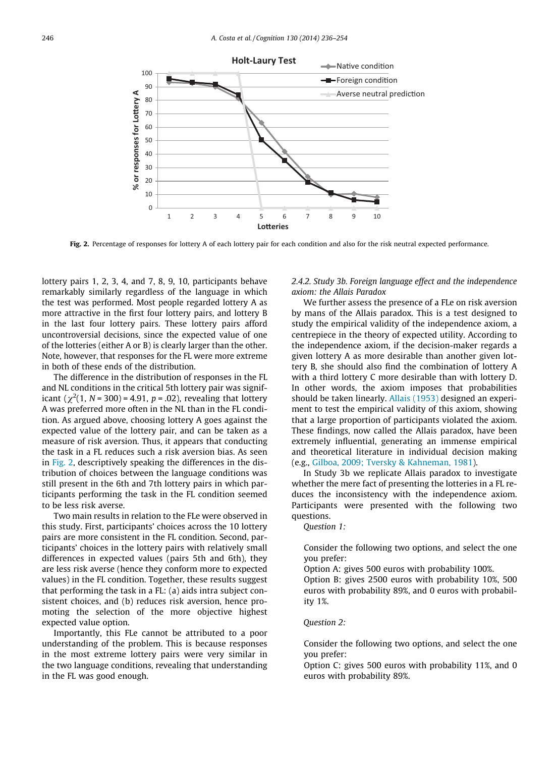Fig. 2. Percentage of responses for lottery A of each lottery pair for each condition and also for the risk neutral expected performance.

lottery pairs 1, 2, 3, 4, and 7, 8, 9, 10, participants behave remarkably similarly regardless of the language in which the test was performed. Most people regarded lottery A as more attractive in the first four lottery pairs, and lottery B in the last four lottery pairs. These lottery pairs afford uncontroversial decisions, since the expected value of one of the lotteries (either A or B) is clearly larger than the other. Note, however, that responses for the FL were more extreme in both of these ends of the distribution.

The difference in the distribution of responses in the FL and NL conditions in the critical 5th lottery pair was significant ($\chi^2(1, N = 300) = 4.91$, $p = .02$), revealing that lottery A was preferred more often in the NL than in the FL condition. As argued above, choosing lottery A goes against the expected value of the lottery pair, and can be taken as a measure of risk aversion. Thus, it appears that conducting the task in a FL reduces such a risk aversion bias. As seen in Fig. 2, descriptively speaking the differences in the distribution of choices between the language conditions was still present in the 6th and 7th lottery pairs in which participants performing the task in the FL condition seemed to be less risk averse.

Two main results in relation to the FLe were observed in this study. First, participants' choices across the 10 lottery pairs are more consistent in the FL condition. Second, participants' choices in the lottery pairs with relatively small differences in expected values (pairs 5th and 6th), they are less risk averse (hence they conform more to expected values) in the FL condition. Together, these results suggest that performing the task in a FL: (a) aids intra subject consistent choices, and (b) reduces risk aversion, hence promoting the selection of the more objective highest expected value option.

Importantly, this FLe cannot be attributed to a poor understanding of the problem. This is because responses in the most extreme lottery pairs were very similar in the two language conditions, revealing that understanding in the FL was good enough.

#### 2.4.2. Study 3b. Foreign language effect and the independence axiom: the Allais Paradox

We further assess the presence of a FLe on risk aversion by mans of the Allais paradox. This is a test designed to study the empirical validity of the independence axiom, a centrepiece in the theory of expected utility. According to the independence axiom, if the decision-maker regards a given lottery A as more desirable than another given lottery B, she should also find the combination of lottery A with a third lottery C more desirable than with lottery D. In other words, the axiom imposes that probabilities should be taken linearly. Allais (1953) designed an experiment to test the empirical validity of this axiom, showing that a large proportion of participants violated the axiom. These findings, now called the Allais paradox, have been extremely influential, generating an immense empirical and theoretical literature in individual decision making (e.g., Gilboa, 2009; Tversky & Kahneman, 1981).

In Study 3b we replicate Allais paradox to investigate whether the mere fact of presenting the lotteries in a FL reduces the inconsistency with the independence axiom. Participants were presented with the following two questions.

*Question 1:*

Consider the following two options, and select the one you prefer:
Option A: gives 500 euros with probability 100%.
Option B: gives 2500 euros with probability 10%, 500 euros with probability 89%, and 0 euros with probability 1%.

*Question 2:*

Consider the following two options, and select the one you prefer:
Option C: gives 500 euros with probability 11%, and 0 euros with probability 89%.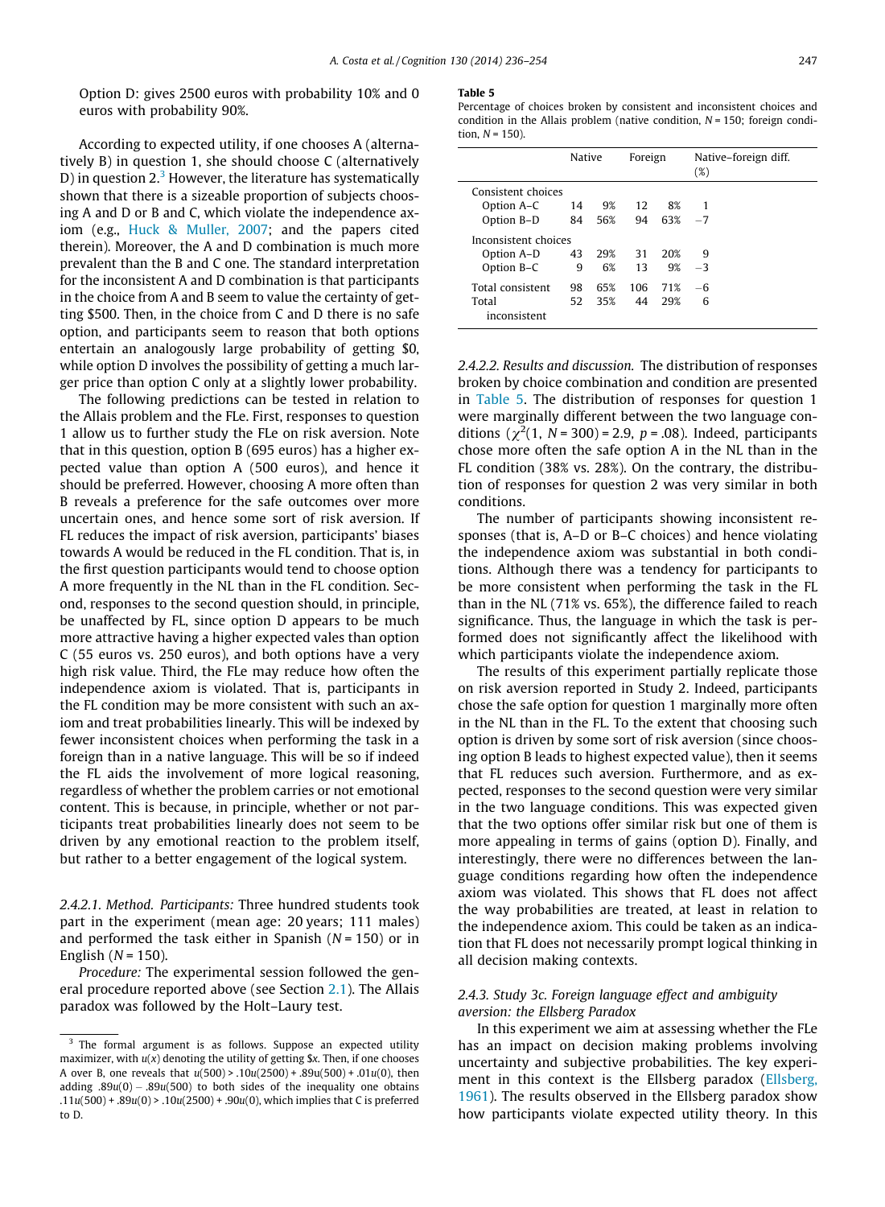Option D: gives 2500 euros with probability 10% and 0 euros with probability 90%.

According to expected utility, if one chooses A (alternatively B) in question 1, she should choose C (alternatively D) in question 2.[3] However, the literature has systematically shown that there is a sizeable proportion of subjects choosing A and D or B and C, which violate the independence axiom (e.g., Huck & Muller, 2007; and the papers cited therein). Moreover, the A and D combination is much more prevalent than the B and C one. The standard interpretation for the inconsistent A and D combination is that participants in the choice from A and B seem to value the certainty of getting \$500. Then, in the choice from C and D there is no safe option, and participants seem to reason that both options entertain an analogously large probability of getting \$0, while option D involves the possibility of getting a much larger price than option C only at a slightly lower probability.

The following predictions can be tested in relation to the Allais problem and the FLe. First, responses to question 1 allow us to further study the FLe on risk aversion. Note that in this question, option B (695 euros) has a higher expected value than option A (500 euros), and hence it should be preferred. However, choosing A more often than B reveals a preference for the safe outcomes over more uncertain ones, and hence some sort of risk aversion. If FL reduces the impact of risk aversion, participants' biases towards A would be reduced in the FL condition. That is, in the first question participants would tend to choose option A more frequently in the NL than in the FL condition. Second, responses to the second question should, in principle, be unaffected by FL, since option D appears to be much more attractive having a higher expected vales than option C (55 euros vs. 250 euros), and both options have a very high risk value. Third, the FLe may reduce how often the independence axiom is violated. That is, participants in the FL condition may be more consistent with such an axiom and treat probabilities linearly. This will be indexed by fewer inconsistent choices when performing the task in a foreign than in a native language. This will be so if indeed the FL aids the involvement of more logical reasoning, regardless of whether the problem carries or not emotional content. This is because, in principle, whether or not participants treat probabilities linearly does not seem to be driven by any emotional reaction to the problem itself, but rather to a better engagement of the logical system.

*2.4.2.1. Method.* *Participants:* Three hundred students took part in the experiment (mean age: 20 years; 111 males) and performed the task either in Spanish ($N = 150$) or in English ($N = 150$).

*Procedure:* The experimental session followed the general procedure reported above (see Section 2.1). The Allais paradox was followed by the Holt–Laury test.

**Table 5**
Percentage of choices broken by consistent and inconsistent choices and condition in the Allais problem (native condition, $N = 150$; foreign condition, $N = 150$).

| | Native | | Foreign | | Native–foreign diff. (%) |
|---|---|---|---|---|---|
| Consistent choices | | | | | |
| Option A–C | 14 | 9% | 12 | 8% | 1 |
| Option B–D | 84 | 56% | 94 | 63% | −7 |
| Inconsistent choices | | | | | |
| Option A–D | 43 | 29% | 31 | 20% | 9 |
| Option B–C | 9 | 6% | 13 | 9% | −3 |
| Total consistent | 98 | 65% | 106 | 71% | −6 |
| Total inconsistent | 52 | 35% | 44 | 29% | 6 |

*2.4.2.2. Results and discussion.* The distribution of responses broken by choice combination and condition are presented in Table 5. The distribution of responses for question 1 were marginally different between the two language conditions ($\chi^2(1, N = 300) = 2.9$, $p = .08$). Indeed, participants chose more often the safe option A in the NL than in the FL condition (38% vs. 28%). On the contrary, the distribution of responses for question 2 was very similar in both conditions.

The number of participants showing inconsistent responses (that is, A–D or B–C choices) and hence violating the independence axiom was substantial in both conditions. Although there was a tendency for participants to be more consistent when performing the task in the FL than in the NL (71% vs. 65%), the difference failed to reach significance. Thus, the language in which the task is performed does not significantly affect the likelihood with which participants violate the independence axiom.

The results of this experiment partially replicate those on risk aversion reported in Study 2. Indeed, participants chose the safe option for question 1 marginally more often in the NL than in the FL. To the extent that choosing such option is driven by some sort of risk aversion (since choosing option B leads to highest expected value), then it seems that FL reduces such aversion. Furthermore, and as expected, responses to the second question were very similar in the two language conditions. This was expected given that the two options offer similar risk but one of them is more appealing in terms of gains (option D). Finally, and interestingly, there were no differences between the language conditions regarding how often the independence axiom was violated. This shows that FL does not affect the way probabilities are treated, at least in relation to the independence axiom. This could be taken as an indication that FL does not necessarily prompt logical thinking in all decision making contexts.

### 2.4.3. Study 3c. Foreign language effect and ambiguity aversion: the Ellsberg Paradox

In this experiment we aim at assessing whether the FLe has an impact on decision making problems involving uncertainty and subjective probabilities. The key experiment in this context is the Ellsberg paradox (Ellsberg, 1961). The results observed in the Ellsberg paradox show how participants violate expected utility theory. In this

---

[3] The formal argument is as follows. Suppose an expected utility maximizer, with $u(x)$ denoting the utility of getting \$x. Then, if one chooses A over B, one reveals that $u(500) > .10u(2500) + .89u(500) + .01u(0)$, then adding $.89u(0) - .89u(500)$ to both sides of the inequality one obtains $.11u(500) + .89u(0) > .10u(2500) + .90u(0)$, which implies that C is preferred to D.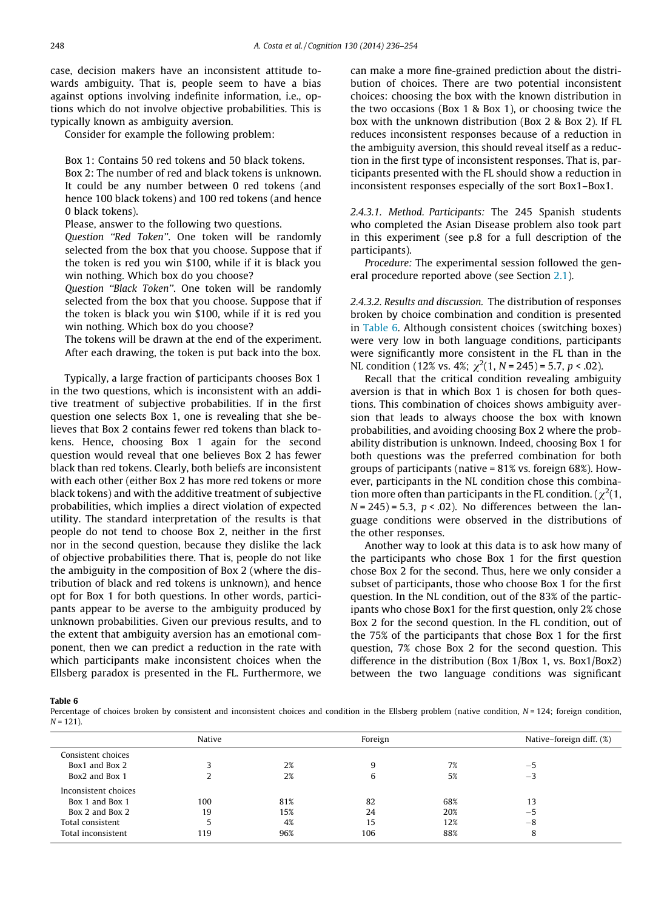case, decision makers have an inconsistent attitude towards ambiguity. That is, people seem to have a bias against options involving indefinite information, i.e., options which do not involve objective probabilities. This is typically known as ambiguity aversion.

Consider for example the following problem:

> Box 1: Contains 50 red tokens and 50 black tokens.
>
> Box 2: The number of red and black tokens is unknown. It could be any number between 0 red tokens (and hence 100 black tokens) and 100 red tokens (and hence 0 black tokens).
>
> Please, answer to the following two questions.
>
> *Question "Red Token".* One token will be randomly selected from the box that you choose. Suppose that if the token is red you win $100, while if it is black you win nothing. Which box do you choose?
>
> *Question "Black Token".* One token will be randomly selected from the box that you choose. Suppose that if the token is black you win $100, while if it is red you win nothing. Which box do you choose?
>
> The tokens will be drawn at the end of the experiment. After each drawing, the token is put back into the box.

Typically, a large fraction of participants chooses Box 1 in the two questions, which is inconsistent with an additive treatment of subjective probabilities. If in the first question one selects Box 1, one is revealing that she believes that Box 2 contains fewer red tokens than black tokens. Hence, choosing Box 1 again for the second question would reveal that one believes Box 2 has fewer black than red tokens. Clearly, both beliefs are inconsistent with each other (either Box 2 has more red tokens or more black tokens) and with the additive treatment of subjective probabilities, which implies a direct violation of expected utility. The standard interpretation of the results is that people do not tend to choose Box 2, neither in the first nor in the second question, because they dislike the lack of objective probabilities there. That is, people do not like the ambiguity in the composition of Box 2 (where the distribution of black and red tokens is unknown), and hence opt for Box 1 for both questions. In other words, participants appear to be averse to the ambiguity produced by unknown probabilities. Given our previous results, and to the extent that ambiguity aversion has an emotional component, then we can predict a reduction in the rate with which participants make inconsistent choices when the Ellsberg paradox is presented in the FL. Furthermore, we can make a more fine-grained prediction about the distribution of choices. There are two potential inconsistent choices: choosing the box with the known distribution in the two occasions (Box 1 & Box 1), or choosing twice the box with the unknown distribution (Box 2 & Box 2). If FL reduces inconsistent responses because of a reduction in the ambiguity aversion, this should reveal itself as a reduction in the first type of inconsistent responses. That is, participants presented with the FL should show a reduction in inconsistent responses especially of the sort Box1–Box1.

#### 2.4.3.1. Method.

*Participants:* The 245 Spanish students who completed the Asian Disease problem also took part in this experiment (see p.8 for a full description of the participants).

*Procedure:* The experimental session followed the general procedure reported above (see Section 2.1).

#### 2.4.3.2. Results and discussion.

The distribution of responses broken by choice combination and condition is presented in Table 6. Although consistent choices (switching boxes) were very low in both language conditions, participants were significantly more consistent in the FL than in the NL condition (12% vs. 4%; $\chi^2(1, N = 245) = 5.7$, $p < .02$).

Recall that the critical condition revealing ambiguity aversion is that in which Box 1 is chosen for both questions. This combination of choices shows ambiguity aversion that leads to always choose the box with known probabilities, and avoiding choosing Box 2 where the probability distribution is unknown. Indeed, choosing Box 1 for both questions was the preferred combination for both groups of participants (native = 81% vs. foreign 68%). However, participants in the NL condition chose this combination more often than participants in the FL condition. ($\chi^2(1, N = 245) = 5.3$, $p < .02$). No differences between the language conditions were observed in the distributions of the other responses.

Another way to look at this data is to ask how many of the participants who chose Box 1 for the first question chose Box 2 for the second. Thus, here we only consider a subset of participants, those who choose Box 1 for the first question. In the NL condition, out of the 83% of the participants who chose Box1 for the first question, only 2% chose Box 2 for the second question. In the FL condition, out of the 75% of the participants that chose Box 1 for the first question, 7% chose Box 2 for the second question. This difference in the distribution (Box 1/Box 1, vs. Box1/Box2) between the two language conditions was significant

**Table 6**
Percentage of choices broken by consistent and inconsistent choices and condition in the Ellsberg problem (native condition, $N = 124$; foreign condition, $N = 121$).

| | Native | | Foreign | | Native–foreign diff. (%) |
|---|---|---|---|---|---|
| Consistent choices | | | | | |
| Box1 and Box 2 | 3 | 2% | 9 | 7% | −5 |
| Box2 and Box 1 | 2 | 2% | 6 | 5% | −3 |
| Inconsistent choices | | | | | |
| Box 1 and Box 1 | 100 | 81% | 82 | 68% | 13 |
| Box 2 and Box 2 | 19 | 15% | 24 | 20% | −5 |
| Total consistent | 5 | 4% | 15 | 12% | −8 |
| Total inconsistent | 119 | 96% | 106 | 88% | 8 |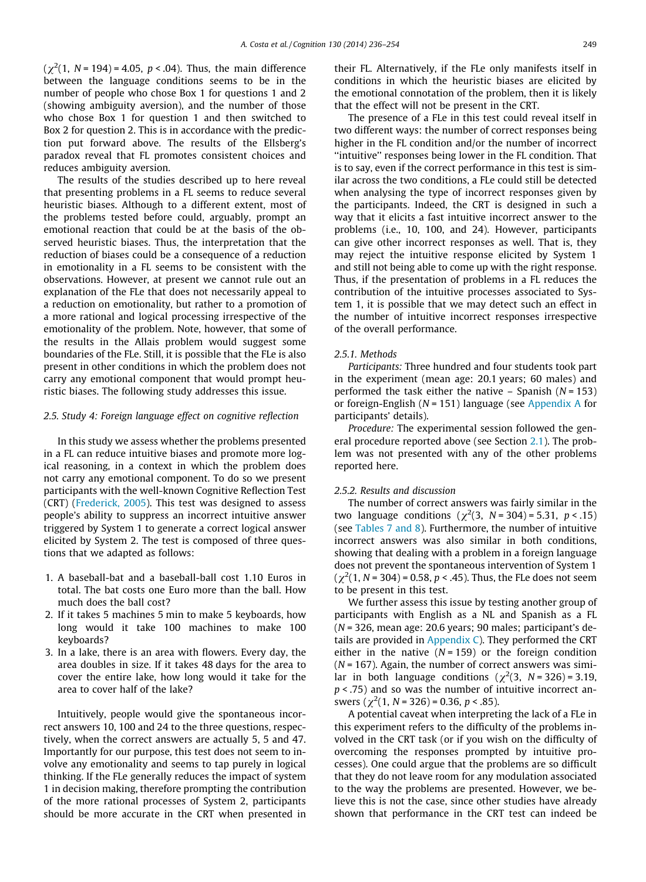($\chi^2(1, N = 194) = 4.05$, $p < .04$). Thus, the main difference between the language conditions seems to be in the number of people who chose Box 1 for questions 1 and 2 (showing ambiguity aversion), and the number of those who chose Box 1 for question 1 and then switched to Box 2 for question 2. This is in accordance with the prediction put forward above. The results of the Ellsberg's paradox reveal that FL promotes consistent choices and reduces ambiguity aversion.

The results of the studies described up to here reveal that presenting problems in a FL seems to reduce several heuristic biases. Although to a different extent, most of the problems tested before could, arguably, prompt an emotional reaction that could be at the basis of the observed heuristic biases. Thus, the interpretation that the reduction of biases could be a consequence of a reduction in emotionality in a FL seems to be consistent with the observations. However, at present we cannot rule out an explanation of the FLe that does not necessarily appeal to a reduction on emotionality, but rather to a promotion of a more rational and logical processing irrespective of the emotionality of the problem. Note, however, that some of the results in the Allais problem would suggest some boundaries of the FLe. Still, it is possible that the FLe is also present in other conditions in which the problem does not carry any emotional component that would prompt heuristic biases. The following study addresses this issue.

### 2.5. Study 4: Foreign language effect on cognitive reflection

In this study we assess whether the problems presented in a FL can reduce intuitive biases and promote more logical reasoning, in a context in which the problem does not carry any emotional component. To do so we present participants with the well-known Cognitive Reflection Test (CRT) (Frederick, 2005). This test was designed to assess people's ability to suppress an incorrect intuitive answer triggered by System 1 to generate a correct logical answer elicited by System 2. The test is composed of three questions that we adapted as follows:

1. A baseball-bat and a baseball-ball cost 1.10 Euros in total. The bat costs one Euro more than the ball. How much does the ball cost?
2. If it takes 5 machines 5 min to make 5 keyboards, how long would it take 100 machines to make 100 keyboards?
3. In a lake, there is an area with flowers. Every day, the area doubles in size. If it takes 48 days for the area to cover the entire lake, how long would it take for the area to cover half of the lake?

Intuitively, people would give the spontaneous incorrect answers 10, 100 and 24 to the three questions, respectively, when the correct answers are actually 5, 5 and 47. Importantly for our purpose, this test does not seem to involve any emotionality and seems to tap purely in logical thinking. If the FLe generally reduces the impact of system 1 in decision making, therefore prompting the contribution of the more rational processes of System 2, participants should be more accurate in the CRT when presented in their FL. Alternatively, if the FLe only manifests itself in conditions in which the heuristic biases are elicited by the emotional connotation of the problem, then it is likely that the effect will not be present in the CRT.

The presence of a FLe in this test could reveal itself in two different ways: the number of correct responses being higher in the FL condition and/or the number of incorrect "intuitive" responses being lower in the FL condition. That is to say, even if the correct performance in this test is similar across the two conditions, a FLe could still be detected when analysing the type of incorrect responses given by the participants. Indeed, the CRT is designed in such a way that it elicits a fast intuitive incorrect answer to the problems (i.e., 10, 100, and 24). However, participants can give other incorrect responses as well. That is, they may reject the intuitive response elicited by System 1 and still not being able to come up with the right response. Thus, if the presentation of problems in a FL reduces the contribution of the intuitive processes associated to System 1, it is possible that we may detect such an effect in the number of intuitive incorrect responses irrespective of the overall performance.

#### 2.5.1. Methods

*Participants:* Three hundred and four students took part in the experiment (mean age: 20.1 years; 60 males) and performed the task either the native – Spanish ($N = 153$) or foreign-English ($N = 151$) language (see Appendix A for participants' details).

*Procedure:* The experimental session followed the general procedure reported above (see Section 2.1). The problem was not presented with any of the other problems reported here.

#### 2.5.2. Results and discussion

The number of correct answers was fairly similar in the two language conditions ($\chi^2(3, N = 304) = 5.31$, $p < .15$) (see Tables 7 and 8). Furthermore, the number of intuitive incorrect answers was also similar in both conditions, showing that dealing with a problem in a foreign language does not prevent the spontaneous intervention of System 1 ($\chi^2(1, N = 304) = 0.58$, $p < .45$). Thus, the FLe does not seem to be present in this test.

We further assess this issue by testing another group of participants with English as a NL and Spanish as a FL ($N = 326$, mean age: 20.6 years; 90 males; participant's details are provided in Appendix C). They performed the CRT either in the native ($N = 159$) or the foreign condition ($N = 167$). Again, the number of correct answers was similar in both language conditions ($\chi^2(3, N = 326) = 3.19$, $p < .75$) and so was the number of intuitive incorrect answers ($\chi^2(1, N = 326) = 0.36$, $p < .85$).

A potential caveat when interpreting the lack of a FLe in this experiment refers to the difficulty of the problems involved in the CRT task (or if you wish on the difficulty of overcoming the responses prompted by intuitive processes). One could argue that the problems are so difficult that they do not leave room for any modulation associated to the way the problems are presented. However, we believe this is not the case, since other studies have already shown that performance in the CRT test can indeed be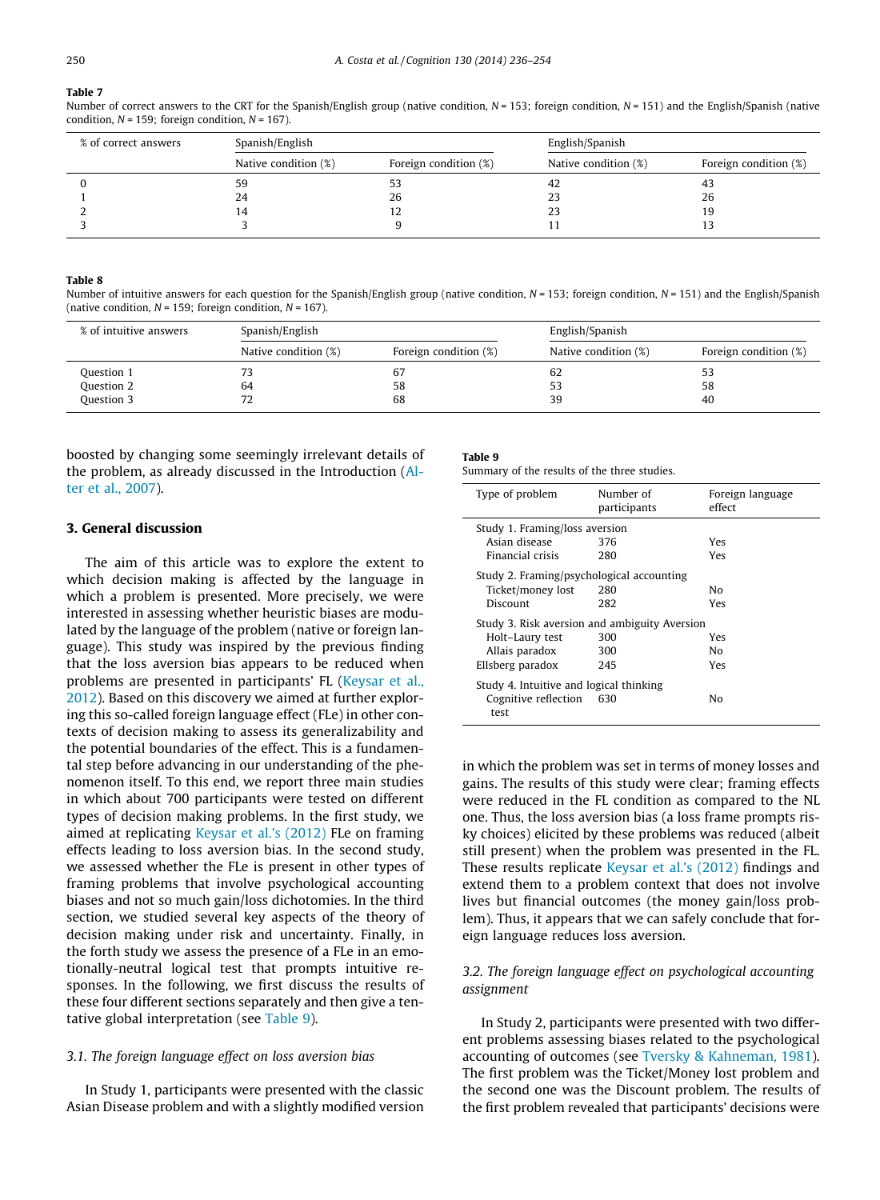**Table 7**
Number of correct answers to the CRT for the Spanish/English group (native condition, N = 153; foreign condition, N = 151) and the English/Spanish (native condition, N = 159; foreign condition, N = 167).

| % of correct answers | Spanish/English | | English/Spanish | |
|---|---|---|---|---|
| | Native condition (%) | Foreign condition (%) | Native condition (%) | Foreign condition (%) |
| 0 | 59 | 53 | 42 | 43 |
| 1 | 24 | 26 | 23 | 26 |
| 2 | 14 | 12 | 23 | 19 |
| 3 | 3 | 9 | 11 | 13 |

**Table 8**
Number of intuitive answers for each question for the Spanish/English group (native condition, N = 153; foreign condition, N = 151) and the English/Spanish (native condition, N = 159; foreign condition, N = 167).

| % of intuitive answers | Spanish/English | | English/Spanish | |
|---|---|---|---|---|
| | Native condition (%) | Foreign condition (%) | Native condition (%) | Foreign condition (%) |
| Question 1 | 73 | 67 | 62 | 53 |
| Question 2 | 64 | 58 | 53 | 58 |
| Question 3 | 72 | 68 | 39 | 40 |

boosted by changing some seemingly irrelevant details of the problem, as already discussed in the Introduction (Alter et al., 2007).

## 3. General discussion

The aim of this article was to explore the extent to which decision making is affected by the language in which a problem is presented. More precisely, we were interested in assessing whether heuristic biases are modulated by the language of the problem (native or foreign language). This study was inspired by the previous finding that the loss aversion bias appears to be reduced when problems are presented in participants' FL (Keysar et al., 2012). Based on this discovery we aimed at further exploring this so-called foreign language effect (FLe) in other contexts of decision making to assess its generalizability and the potential boundaries of the effect. This is a fundamental step before advancing in our understanding of the phenomenon itself. To this end, we report three main studies in which about 700 participants were tested on different types of decision making problems. In the first study, we aimed at replicating Keysar et al.'s (2012) FLe on framing effects leading to loss aversion bias. In the second study, we assessed whether the FLe is present in other types of framing problems that involve psychological accounting biases and not so much gain/loss dichotomies. In the third section, we studied several key aspects of the theory of decision making under risk and uncertainty. Finally, in the forth study we assess the presence of a FLe in an emotionally-neutral logical test that prompts intuitive responses. In the following, we first discuss the results of these four different sections separately and then give a tentative global interpretation (see Table 9).

**Table 9**
Summary of the results of the three studies.

| Type of problem | Number of participants | Foreign language effect |
|---|---|---|
| Study 1. Framing/loss aversion | | |
| Asian disease | 376 | Yes |
| Financial crisis | 280 | Yes |
| Study 2. Framing/psychological accounting | | |
| Ticket/money lost | 280 | No |
| Discount | 282 | Yes |
| Study 3. Risk aversion and ambiguity Aversion | | |
| Holt–Laury test | 300 | Yes |
| Allais paradox | 300 | No |
| Ellsberg paradox | 245 | Yes |
| Study 4. Intuitive and logical thinking | | |
| Cognitive reflection test | 630 | No |

### 3.1. The foreign language effect on loss aversion bias

In Study 1, participants were presented with the classic Asian Disease problem and with a slightly modified version in which the problem was set in terms of money losses and gains. The results of this study were clear; framing effects were reduced in the FL condition as compared to the NL one. Thus, the loss aversion bias (a loss frame prompts risky choices) elicited by these problems was reduced (albeit still present) when the problem was presented in the FL. These results replicate Keysar et al.'s (2012) findings and extend them to a problem context that does not involve lives but financial outcomes (the money gain/loss problem). Thus, it appears that we can safely conclude that foreign language reduces loss aversion.

### 3.2. The foreign language effect on psychological accounting assignment

In Study 2, participants were presented with two different problems assessing biases related to the psychological accounting of outcomes (see Tversky & Kahneman, 1981). The first problem was the Ticket/Money lost problem and the second one was the Discount problem. The results of the first problem revealed that participants' decisions were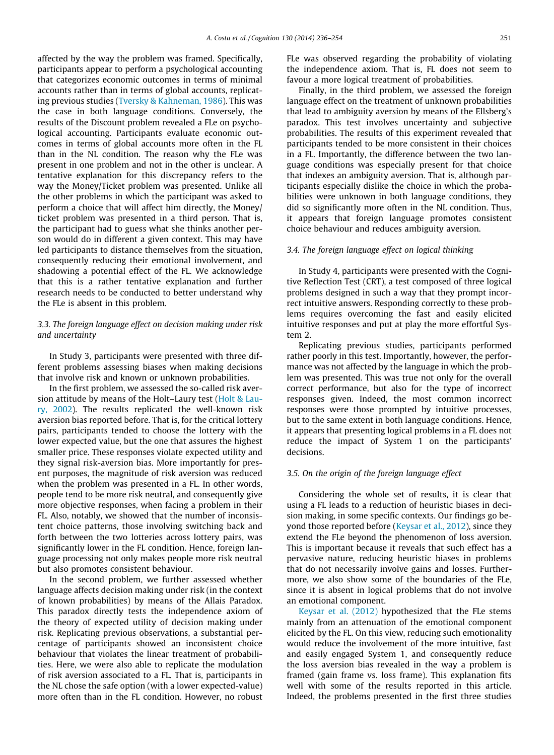affected by the way the problem was framed. Specifically, participants appear to perform a psychological accounting that categorizes economic outcomes in terms of minimal accounts rather than in terms of global accounts, replicating previous studies (Tversky & Kahneman, 1986). This was the case in both language conditions. Conversely, the results of the Discount problem revealed a FLe on psychological accounting. Participants evaluate economic outcomes in terms of global accounts more often in the FL than in the NL condition. The reason why the FLe was present in one problem and not in the other is unclear. A tentative explanation for this discrepancy refers to the way the Money/Ticket problem was presented. Unlike all the other problems in which the participant was asked to perform a choice that will affect him directly, the Money/ticket problem was presented in a third person. That is, the participant had to guess what she thinks another person would do in different a given context. This may have led participants to distance themselves from the situation, consequently reducing their emotional involvement, and shadowing a potential effect of the FL. We acknowledge that this is a rather tentative explanation and further research needs to be conducted to better understand why the FLe is absent in this problem.

### 3.3. The foreign language effect on decision making under risk and uncertainty

In Study 3, participants were presented with three different problems assessing biases when making decisions that involve risk and known or unknown probabilities.

In the first problem, we assessed the so-called risk aversion attitude by means of the Holt–Laury test (Holt & Laury, 2002). The results replicated the well-known risk aversion bias reported before. That is, for the critical lottery pairs, participants tended to choose the lottery with the lower expected value, but the one that assures the highest smaller price. These responses violate expected utility and they signal risk-aversion bias. More importantly for present purposes, the magnitude of risk aversion was reduced when the problem was presented in a FL. In other words, people tend to be more risk neutral, and consequently give more objective responses, when facing a problem in their FL. Also, notably, we showed that the number of inconsistent choice patterns, those involving switching back and forth between the two lotteries across lottery pairs, was significantly lower in the FL condition. Hence, foreign language processing not only makes people more risk neutral but also promotes consistent behaviour.

In the second problem, we further assessed whether language affects decision making under risk (in the context of known probabilities) by means of the Allais Paradox. This paradox directly tests the independence axiom of the theory of expected utility of decision making under risk. Replicating previous observations, a substantial percentage of participants showed an inconsistent choice behaviour that violates the linear treatment of probabilities. Here, we were also able to replicate the modulation of risk aversion associated to a FL. That is, participants in the NL chose the safe option (with a lower expected-value) more often than in the FL condition. However, no robust FLe was observed regarding the probability of violating the independence axiom. That is, FL does not seem to favour a more logical treatment of probabilities.

Finally, in the third problem, we assessed the foreign language effect on the treatment of unknown probabilities that lead to ambiguity aversion by means of the Ellsberg's paradox. This test involves uncertainty and subjective probabilities. The results of this experiment revealed that participants tended to be more consistent in their choices in a FL. Importantly, the difference between the two language conditions was especially present for that choice that indexes an ambiguity aversion. That is, although participants especially dislike the choice in which the probabilities were unknown in both language conditions, they did so significantly more often in the NL condition. Thus, it appears that foreign language promotes consistent choice behaviour and reduces ambiguity aversion.

### 3.4. The foreign language effect on logical thinking

In Study 4, participants were presented with the Cognitive Reflection Test (CRT), a test composed of three logical problems designed in such a way that they prompt incorrect intuitive answers. Responding correctly to these problems requires overcoming the fast and easily elicited intuitive responses and put at play the more effortful System 2.

Replicating previous studies, participants performed rather poorly in this test. Importantly, however, the performance was not affected by the language in which the problem was presented. This was true not only for the overall correct performance, but also for the type of incorrect responses given. Indeed, the most common incorrect responses were those prompted by intuitive processes, but to the same extent in both language conditions. Hence, it appears that presenting logical problems in a FL does not reduce the impact of System 1 on the participants' decisions.

### 3.5. On the origin of the foreign language effect

Considering the whole set of results, it is clear that using a FL leads to a reduction of heuristic biases in decision making, in some specific contexts. Our findings go beyond those reported before (Keysar et al., 2012), since they extend the FLe beyond the phenomenon of loss aversion. This is important because it reveals that such effect has a pervasive nature, reducing heuristic biases in problems that do not necessarily involve gains and losses. Furthermore, we also show some of the boundaries of the FLe, since it is absent in logical problems that do not involve an emotional component.

Keysar et al. (2012) hypothesized that the FLe stems mainly from an attenuation of the emotional component elicited by the FL. On this view, reducing such emotionality would reduce the involvement of the more intuitive, fast and easily engaged System 1, and consequently reduce the loss aversion bias revealed in the way a problem is framed (gain frame vs. loss frame). This explanation fits well with some of the results reported in this article. Indeed, the problems presented in the first three studies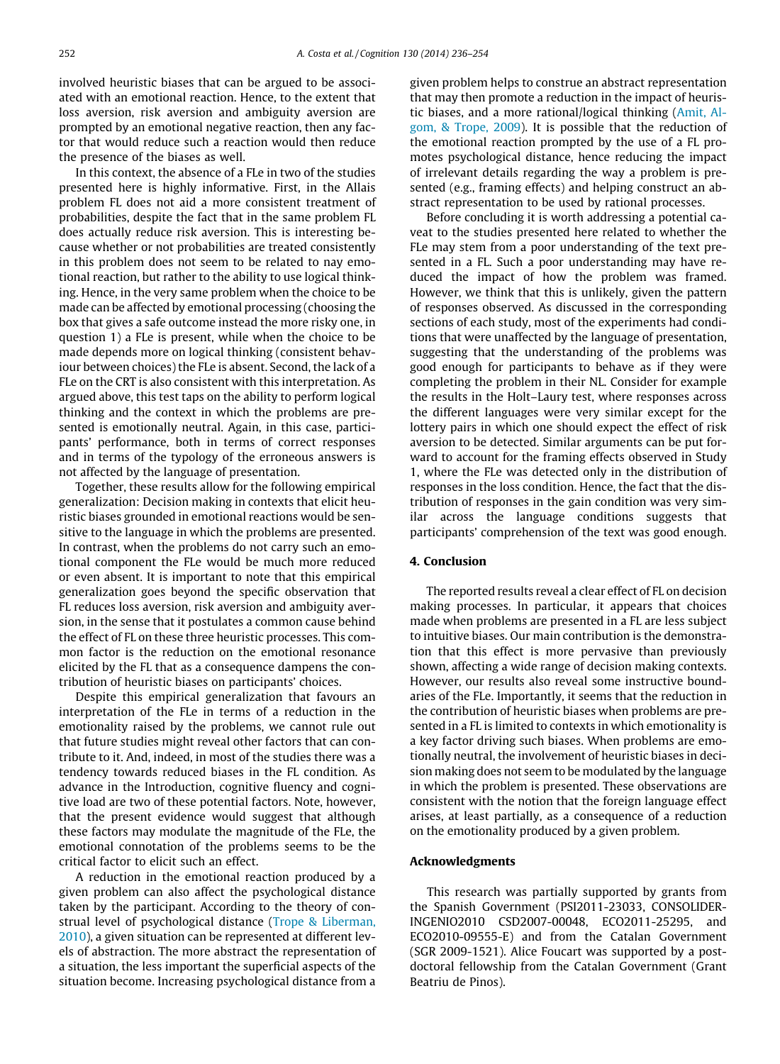involved heuristic biases that can be argued to be associated with an emotional reaction. Hence, to the extent that loss aversion, risk aversion and ambiguity aversion are prompted by an emotional negative reaction, then any factor that would reduce such a reaction would then reduce the presence of the biases as well.

In this context, the absence of a FLe in two of the studies presented here is highly informative. First, in the Allais problem FL does not aid a more consistent treatment of probabilities, despite the fact that in the same problem FL does actually reduce risk aversion. This is interesting because whether or not probabilities are treated consistently in this problem does not seem to be related to any emotional reaction, but rather to the ability to use logical thinking. Hence, in the very same problem when the choice to be made can be affected by emotional processing (choosing the box that gives a safe outcome instead the more risky one, in question 1) a FLe is present, while when the choice to be made depends more on logical thinking (consistent behaviour between choices) the FLe is absent. Second, the lack of a FLe on the CRT is also consistent with this interpretation. As argued above, this test taps on the ability to perform logical thinking and the context in which the problems are presented is emotionally neutral. Again, in this case, participants' performance, both in terms of correct responses and in terms of the typology of the erroneous answers is not affected by the language of presentation.

Together, these results allow for the following empirical generalization: Decision making in contexts that elicit heuristic biases grounded in emotional reactions would be sensitive to the language in which the problems are presented. In contrast, when the problems do not carry such an emotional component the FLe would be much more reduced or even absent. It is important to note that this empirical generalization goes beyond the specific observation that FL reduces loss aversion, risk aversion and ambiguity aversion, in the sense that it postulates a common cause behind the effect of FL on these three heuristic processes. This common factor is the reduction on the emotional resonance elicited by the FL that as a consequence dampens the contribution of heuristic biases on participants' choices.

Despite this empirical generalization that favours an interpretation of the FLe in terms of a reduction in the emotionality raised by the problems, we cannot rule out that future studies might reveal other factors that can contribute to it. And, indeed, in most of the studies there was a tendency towards reduced biases in the FL condition. As advance in the Introduction, cognitive fluency and cognitive load are two of these potential factors. Note, however, that the present evidence would suggest that although these factors may modulate the magnitude of the FLe, the emotional connotation of the problems seems to be the critical factor to elicit such an effect.

A reduction in the emotional reaction produced by a given problem can also affect the psychological distance taken by the participant. According to the theory of construal level of psychological distance (Trope & Liberman, 2010), a given situation can be represented at different levels of abstraction. The more abstract the representation of a situation, the less important the superficial aspects of the situation become. Increasing psychological distance from a given problem helps to construe an abstract representation that may then promote a reduction in the impact of heuristic biases, and a more rational/logical thinking (Amit, Algom, & Trope, 2009). It is possible that the reduction of the emotional reaction prompted by the use of a FL promotes psychological distance, hence reducing the impact of irrelevant details regarding the way a problem is presented (e.g., framing effects) and helping construct an abstract representation to be used by rational processes.

Before concluding it is worth addressing a potential caveat to the studies presented here related to whether the FLe may stem from a poor understanding of the text presented in a FL. Such a poor understanding may have reduced the impact of how the problem was framed. However, we think that this is unlikely, given the pattern of responses observed. As discussed in the corresponding sections of each study, most of the experiments had conditions that were unaffected by the language of presentation, suggesting that the understanding of the problems was good enough for participants to behave as if they were completing the problem in their NL. Consider for example the results in the Holt–Laury test, where responses across the different languages were very similar except for the lottery pairs in which one should expect the effect of risk aversion to be detected. Similar arguments can be put forward to account for the framing effects observed in Study 1, where the FLe was detected only in the distribution of responses in the loss condition. Hence, the fact that the distribution of responses in the gain condition was very similar across the language conditions suggests that participants' comprehension of the text was good enough.

## 4. Conclusion

The reported results reveal a clear effect of FL on decision making processes. In particular, it appears that choices made when problems are presented in a FL are less subject to intuitive biases. Our main contribution is the demonstration that this effect is more pervasive than previously shown, affecting a wide range of decision making contexts. However, our results also reveal some instructive boundaries of the FLe. Importantly, it seems that the reduction in the contribution of heuristic biases when problems are presented in a FL is limited to contexts in which emotionality is a key factor driving such biases. When problems are emotionally neutral, the involvement of heuristic biases in decision making does not seem to be modulated by the language in which the problem is presented. These observations are consistent with the notion that the foreign language effect arises, at least partially, as a consequence of a reduction on the emotionality produced by a given problem.

## Acknowledgments

This research was partially supported by grants from the Spanish Government (PSI2011-23033, CONSOLIDER-INGENIO2010 CSD2007-00048, ECO2011-25295, and ECO2010-09555-E) and from the Catalan Government (SGR 2009-1521). Alice Foucart was supported by a post-doctoral fellowship from the Catalan Government (Grant Beatriu de Pinos).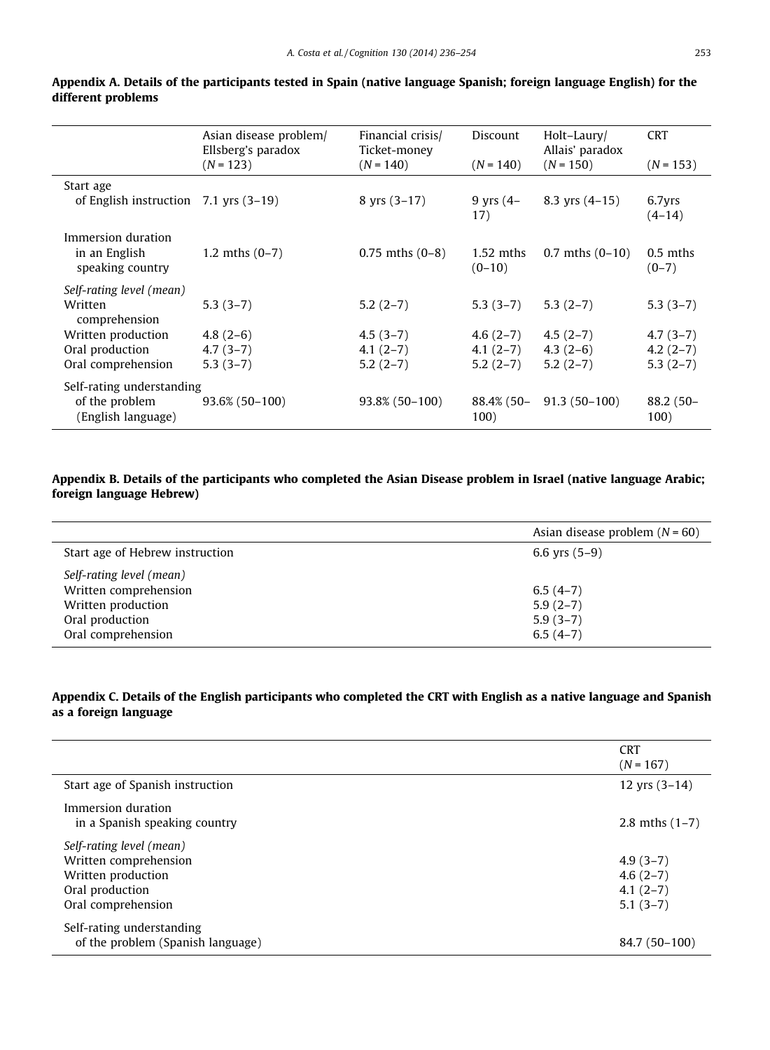## Appendix A. Details of the participants tested in Spain (native language Spanish; foreign language English) for the different problems

| | Asian disease problem/ Ellsberg's paradox ($N = 123$) | Financial crisis/ Ticket-money ($N = 140$) | Discount ($N = 140$) | Holt–Laury/ Allais' paradox ($N = 150$) | CRT ($N = 153$) |
|---|---|---|---|---|---|
| Start age of English instruction | 7.1 yrs (3–19) | 8 yrs (3–17) | 9 yrs (4–17) | 8.3 yrs (4–15) | 6.7yrs (4–14) |
| Immersion duration in an English speaking country | 1.2 mths (0–7) | 0.75 mths (0–8) | 1.52 mths (0–10) | 0.7 mths (0–10) | 0.5 mths (0–7) |
| *Self-rating level (mean)* | | | | | |
| Written comprehension | 5.3 (3–7) | 5.2 (2–7) | 5.3 (3–7) | 5.3 (2–7) | 5.3 (3–7) |
| Written production | 4.8 (2–6) | 4.5 (3–7) | 4.6 (2–7) | 4.5 (2–7) | 4.7 (3–7) |
| Oral production | 4.7 (3–7) | 4.1 (2–7) | 4.1 (2–7) | 4.3 (2–6) | 4.2 (2–7) |
| Oral comprehension | 5.3 (3–7) | 5.2 (2–7) | 5.2 (2–7) | 5.2 (2–7) | 5.3 (2–7) |
| Self-rating understanding of the problem (English language) | 93.6% (50–100) | 93.8% (50–100) | 88.4% (50–100) | 91.3 (50–100) | 88.2 (50–100) |

## Appendix B. Details of the participants who completed the Asian Disease problem in Israel (native language Arabic; foreign language Hebrew)

| | Asian disease problem ($N = 60$) |
|---|---|
| Start age of Hebrew instruction | 6.6 yrs (5–9) |
| *Self-rating level (mean)* | |
| Written comprehension | 6.5 (4–7) |
| Written production | 5.9 (2–7) |
| Oral production | 5.9 (3–7) |
| Oral comprehension | 6.5 (4–7) |

## Appendix C. Details of the English participants who completed the CRT with English as a native language and Spanish as a foreign language

| | CRT ($N = 167$) |
|---|---|
| Start age of Spanish instruction | 12 yrs (3–14) |
| Immersion duration in a Spanish speaking country | 2.8 mths (1–7) |
| *Self-rating level (mean)* | |
| Written comprehension | 4.9 (3–7) |
| Written production | 4.6 (2–7) |
| Oral production | 4.1 (2–7) |
| Oral comprehension | 5.1 (3–7) |
| Self-rating understanding of the problem (Spanish language) | 84.7 (50–100) |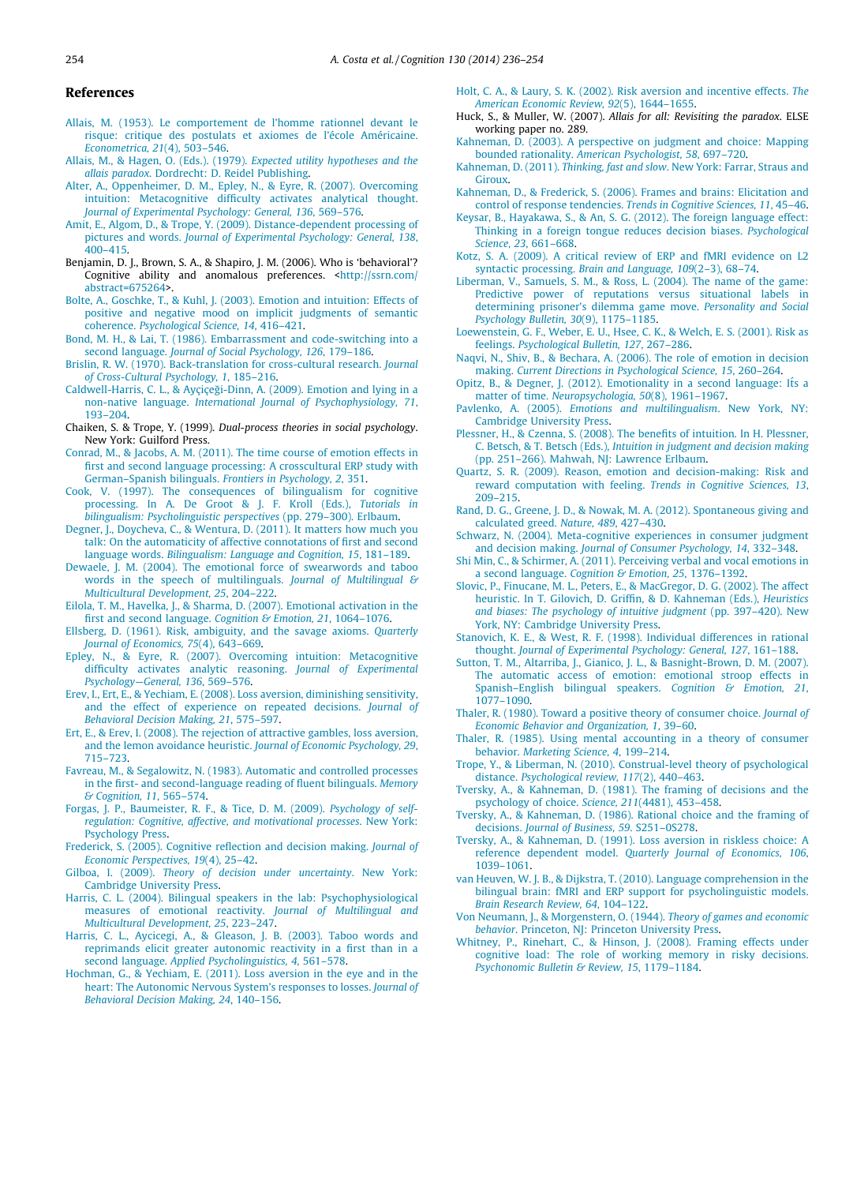## References

Allais, M. (1953). Le comportement de l'homme rationnel devant le risque: critique des postulats et axiomes de l'école Américaine. *Econometrica, 21*(4), 503–546.

Allais, M., & Hagen, O. (Eds.). (1979). *Expected utility hypotheses and the allais paradox*. Dordrecht: D. Reidel Publishing.

Alter, A., Oppenheimer, D. M., Epley, N., & Eyre, R. (2007). Overcoming intuition: Metacognitive difficulty activates analytical thought. *Journal of Experimental Psychology: General, 136*, 569–576.

Amit, E., Algom, D., & Trope, Y. (2009). Distance-dependent processing of pictures and words. *Journal of Experimental Psychology: General, 138*, 400–415.

Benjamin, D. J., Brown, S. A., & Shapiro, J. M. (2006). Who is 'behavioral'? Cognitive ability and anomalous preferences. <http://ssrn.com/abstract=675264>.

Bolte, A., Goschke, T., & Kuhl, J. (2003). Emotion and intuition: Effects of positive and negative mood on implicit judgments of semantic coherence. *Psychological Science, 14*, 416–421.

Bond, M. H., & Lai, T. (1986). Embarrassment and code-switching into a second language. *Journal of Social Psychology, 126*, 179–186.

Brislin, R. W. (1970). Back-translation for cross-cultural research. *Journal of Cross-Cultural Psychology, 1*, 185–216.

Caldwell-Harris, C. L., & Ayçiçeği-Dinn, A. (2009). Emotion and lying in a non-native language. *International Journal of Psychophysiology, 71*, 193–204.

Chaiken, S. & Trope, Y. (1999). *Dual-process theories in social psychology*. New York: Guilford Press.

Conrad, M., & Jacobs, A. M. (2011). The time course of emotion effects in first and second language processing: A crosscultural ERP study with German–Spanish bilinguals. *Frontiers in Psychology, 2*, 351.

Cook, V. (1997). The consequences of bilingualism for cognitive processing. In A. De Groot & J. F. Kroll (Eds.), *Tutorials in bilingualism: Psycholinguistic perspectives* (pp. 279–300). Erlbaum.

Degner, J., Doycheva, C., & Wentura, D. (2011). It matters how much you talk: On the automaticity of affective connotations of first and second language words. *Bilingualism: Language and Cognition, 15*, 181–189.

Dewaele, J. M. (2004). The emotional force of swearwords and taboo words in the speech of multilinguals. *Journal of Multilingual & Multicultural Development, 25*, 204–222.

Eilola, T. M., Havelka, J., & Sharma, D. (2007). Emotional activation in the first and second language. *Cognition & Emotion, 21*, 1064–1076.

Ellsberg, D. (1961). Risk, ambiguity, and the savage axioms. *Quarterly Journal of Economics, 75*(4), 643–669.

Epley, N., & Eyre, R. (2007). Overcoming intuition: Metacognitive difficulty activates analytic reasoning. *Journal of Experimental Psychology—General, 136*, 569–576.

Erev, I., Ert, E., & Yechiam, E. (2008). Loss aversion, diminishing sensitivity, and the effect of experience on repeated decisions. *Journal of Behavioral Decision Making, 21*, 575–597.

Ert, E., & Erev, I. (2008). The rejection of attractive gambles, loss aversion, and the lemon avoidance heuristic. *Journal of Economic Psychology, 29*, 715–723.

Favreau, M., & Segalowitz, N. (1983). Automatic and controlled processes in the first- and second-language reading of fluent bilinguals. *Memory & Cognition, 11*, 565–574.

Forgas, J. P., Baumeister, R. F., & Tice, D. M. (2009). *Psychology of self-regulation: Cognitive, affective, and motivational processes*. New York: Psychology Press.

Frederick, S. (2005). Cognitive reflection and decision making. *Journal of Economic Perspectives, 19*(4), 25–42.

Gilboa, I. (2009). *Theory of decision under uncertainty*. New York: Cambridge University Press.

Harris, C. L. (2004). Bilingual speakers in the lab: Psychophysiological measures of emotional reactivity. *Journal of Multilingual and Multicultural Development, 25*, 223–247.

Harris, C. L., Aycicegi, A., & Gleason, J. B. (2003). Taboo words and reprimands elicit greater autonomic reactivity in a first than in a second language. *Applied Psycholinguistics, 4*, 561–578.

Hochman, G., & Yechiam, E. (2011). Loss aversion in the eye and in the heart: The Autonomic Nervous System's responses to losses. *Journal of Behavioral Decision Making, 24*, 140–156.

Holt, C. A., & Laury, S. K. (2002). Risk aversion and incentive effects. *The American Economic Review, 92*(5), 1644–1655.

Huck, S., & Muller, W. (2007). *Allais for all: Revisiting the paradox*. ELSE working paper no. 289.

Kahneman, D. (2003). A perspective on judgment and choice: Mapping bounded rationality. *American Psychologist, 58*, 697–720.

Kahneman, D. (2011). *Thinking, fast and slow*. New York: Farrar, Straus and Giroux.

Kahneman, D., & Frederick, S. (2006). Frames and brains: Elicitation and control of response tendencies. *Trends in Cognitive Sciences, 11*, 45–46.

Keysar, B., Hayakawa, S., & An, S. G. (2012). The foreign language effect: Thinking in a foreign tongue reduces decision biases. *Psychological Science, 23*, 661–668.

Kotz, S. A. (2009). A critical review of ERP and fMRI evidence on L2 syntactic processing. *Brain and Language, 109*(2–3), 68–74.

Liberman, V., Samuels, S. M., & Ross, L. (2004). The name of the game: Predictive power of reputations versus situational labels in determining prisoner's dilemma game move. *Personality and Social Psychology Bulletin, 30*(9), 1175–1185.

Loewenstein, G. F., Weber, E. U., Hsee, C. K., & Welch, E. S. (2001). Risk as feelings. *Psychological Bulletin, 127*, 267–286.

Naqvi, N., Shiv, B., & Bechara, A. (2006). The role of emotion in decision making. *Current Directions in Psychological Science, 15*, 260–264.

Opitz, B., & Degner, J. (2012). Emotionality in a second language: Its a matter of time. *Neuropsychologia, 50*(8), 1961–1967.

Pavlenko, A. (2005). *Emotions and multilingualism*. New York, NY: Cambridge University Press.

Plessner, H., & Czenna, S. (2008). The benefits of intuition. In H. Plessner, C. Betsch, & T. Betsch (Eds.), *Intuition in judgment and decision making* (pp. 251–266). Mahwah, NJ: Lawrence Erlbaum.

Quartz, S. R. (2009). Reason, emotion and decision-making: Risk and reward computation with feeling. *Trends in Cognitive Sciences, 13*, 209–215.

Rand, D. G., Greene, J. D., & Nowak, M. A. (2012). Spontaneous giving and calculated greed. *Nature, 489*, 427–430.

Schwarz, N. (2004). Meta-cognitive experiences in consumer judgment and decision making. *Journal of Consumer Psychology, 14*, 332–348.

Shi Min, C., & Schirmer, A. (2011). Perceiving verbal and vocal emotions in a second language. *Cognition & Emotion, 25*, 1376–1392.

Slovic, P., Finucane, M. L., Peters, E., & MacGregor, D. G. (2002). The affect heuristic. In T. Gilovich, D. Griffin, & D. Kahneman (Eds.), *Heuristics and biases: The psychology of intuitive judgment* (pp. 397–420). New York, NY: Cambridge University Press.

Stanovich, K. E., & West, R. F. (1998). Individual differences in rational thought. *Journal of Experimental Psychology: General, 127*, 161–188.

Sutton, T. M., Altarriba, J., Gianico, J. L., & Basnight-Brown, D. M. (2007). The automatic access of emotion: emotional stroop effects in Spanish–English bilingual speakers. *Cognition & Emotion, 21*, 1077–1090.

Thaler, R. (1980). Toward a positive theory of consumer choice. *Journal of Economic Behavior and Organization, 1*, 39–60.

Thaler, R. (1985). Using mental accounting in a theory of consumer behavior. *Marketing Science, 4*, 199–214.

Trope, Y., & Liberman, N. (2010). Construal-level theory of psychological distance. *Psychological review, 117*(2), 440–463.

Tversky, A., & Kahneman, D. (1981). The framing of decisions and the psychology of choice. *Science, 211*(4481), 453–458.

Tversky, A., & Kahneman, D. (1986). Rational choice and the framing of decisions. *Journal of Business, 59*. S251–0S278.

Tversky, A., & Kahneman, D. (1991). Loss aversion in riskless choice: A reference dependent model. *Quarterly Journal of Economics, 106*, 1039–1061.

van Heuven, W. J. B., & Dijkstra, T. (2010). Language comprehension in the bilingual brain: fMRI and ERP support for psycholinguistic models. *Brain Research Review, 64*, 104–122.

Von Neumann, J., & Morgenstern, O. (1944). *Theory of games and economic behavior*. Princeton, NJ: Princeton University Press.

Whitney, P., Rinehart, C., & Hinson, J. (2008). Framing effects under cognitive load: The role of working memory in risky decisions. *Psychonomic Bulletin & Review, 15*, 1179–1184.